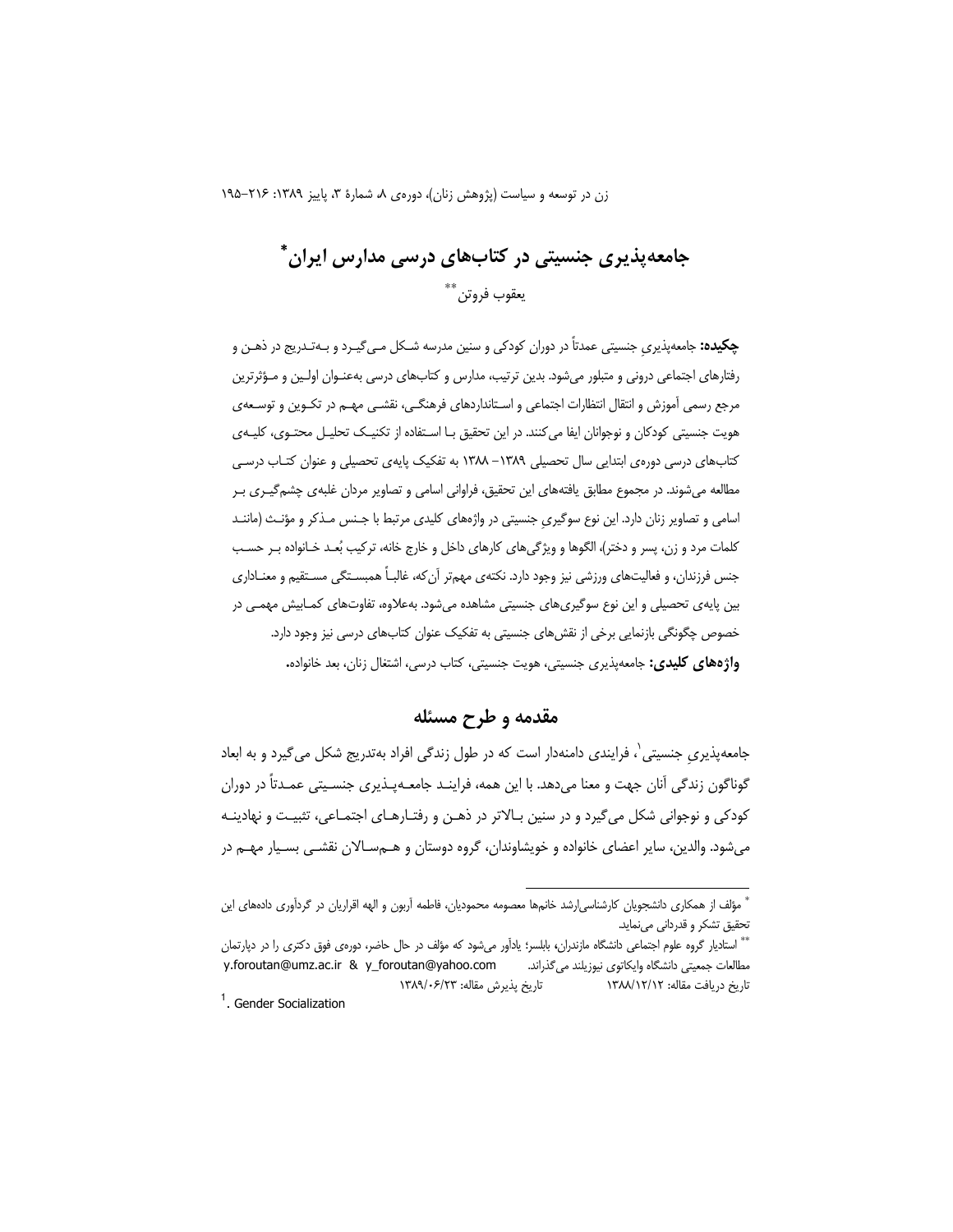# جامعه‌پذیری جنسیتی در کتاب‌های درسی مدارس ایران*

یعقوب فروتن**

**چکیده:** جامعه‌پذیریِ جنسیتی عمدتاً در دوران کودکی و سنین مدرسه شکل می‌گیرد و به‌تدریج در ذهن و رفتارهای اجتماعی درونی و متبلور می‌شود. بدین ترتیب، مدارس و کتاب‌های درسی به‌عنوان اولین و مؤثرترین مرجع رسمی آموزش و انتقال انتظارات اجتماعی و استانداردهای فرهنگی، نقشی مهم در تکوین و توسعه‌ی هویت جنسیتی کودکان و نوجوانان ایفا می‌کنند. در این تحقیق با استفاده از تکنیک تحلیل محتوی، کلیه‌ی کتاب‌های درسی دوره‌ی ابتدایی سال تحصیلی ۱۳۸۹– ۱۳۸۸ به تفکیک پایه‌ی تحصیلی و عنوان کتاب درسی مطالعه می‌شوند. در مجموع مطابق یافته‌های این تحقیق، فراوانی اسامی و تصاویر مردان غلبه‌ی چشم‌گیری بر اسامی و تصاویر زنان دارد. این نوع سوگیریِ جنسیتی در واژه‌های کلیدی مرتبط با جنس مذکر و مؤنث (مانند کلمات مرد و زن، پسر و دختر)، الگوها و ویژگی‌های کارهای داخل و خارج خانه، ترکیب بُعد خانواده بر حسب جنس فرزندان، و فعالیت‌های ورزشی نیز وجود دارد. نکته‌ی مهم‌تر آن‌که، غالباً همبستگی مستقیم و معناداری بین پایه‌ی تحصیلی و این نوع سوگیری‌های جنسیتی مشاهده می‌شود. به‌علاوه، تفاوت‌های کم‌وبیش مهمی در خصوص چگونگی بازنمایی برخی از نقش‌های جنسیتی به تفکیک عنوان کتاب‌های درسی نیز وجود دارد.

**واژه‌های کلیدی:** جامعه‌پذیری جنسیتی، هویت جنسیتی، کتاب درسی، اشتغال زنان، بعد خانواده.

## مقدمه و طرح مسئله

جامعه‌پذیریِ جنسیتی[1]، فرایندی دامنه‌دار است که در طول زندگی افراد به‌تدریج شکل می‌گیرد و به ابعاد گوناگون زندگی آنان جهت و معنا می‌دهد. با این همه، فرایند جامعه‌پذیری جنسیتی عمدتاً در دوران کودکی و نوجوانی شکل می‌گیرد و در سنین بالاتر در ذهن و رفتارهای اجتماعی، تثبیت و نهادینه می‌شود. والدین، سایر اعضای خانواده و خویشاوندان، گروه دوستان و هم‌سالان نقشی بسیار مهم در

---

* مؤلف از همکاری دانشجویان کارشناسی‌ارشد خانم‌ها معصومه محمودیان، فاطمه آربون و الهه اقراریان در گردآوری داده‌های این تحقیق تشکر و قدردانی می‌نماید.

** استادیار گروه علوم اجتماعی دانشگاه مازندران، بابلسر؛ یادآور می‌شود که مؤلف در حال حاضر، دوره‌ی فوق دکتری را در دپارتمان مطالعات جمعیتی دانشگاه وایکاتوی نیوزیلند می‌گذراند. y.foroutan@umz.ac.ir & y_foroutan@yahoo.com

تاریخ دریافت مقاله: ۱۳۸۸/۱۲/۱۲ تاریخ پذیرش مقاله: ۱۳۸۹/۰۶/۲۳

[1]. Gender Socialization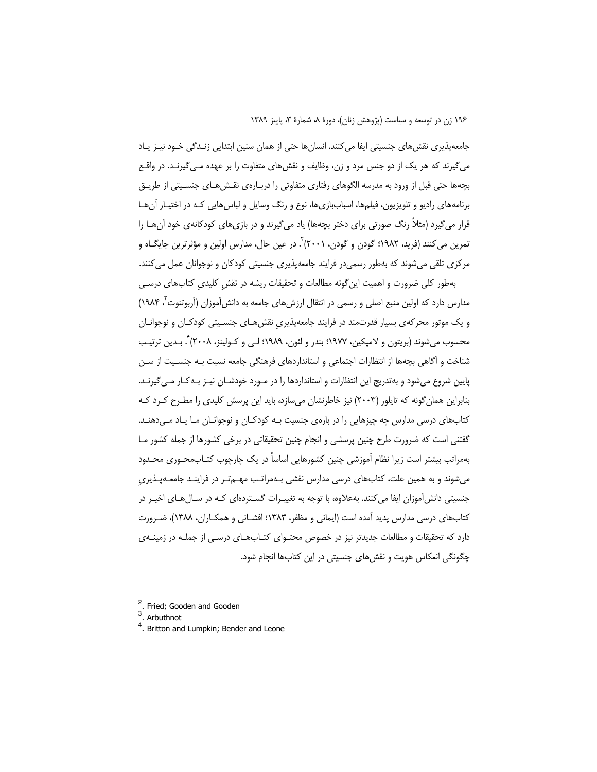جامعه‌پذیری نقش‌های جنسیتی ایفا می‌کنند. انسان‌ها حتی از همان سنین ابتدایی زندگی خود نیز یاد می‌گیرند که هر یک از دو جنس مرد و زن، وظایف و نقش‌های متفاوت را بر عهده می‌گیرند. در واقع بچه‌ها حتی قبل از ورود به مدرسه الگوهای رفتاری متفاوتی را درباره‌ی نقش‌های جنسیتی از طریق برنامه‌های رادیو و تلویزیون، فیلم‌ها، اسباب‌بازی‌ها، نوع و رنگ وسایل و لباس‌هایی که در اختیار آن‌ها قرار می‌گیرد (مثلاً رنگ صورتی برای دختر بچه‌ها) یاد می‌گیرند و در بازی‌های کودکانه‌ی خود آن‌ها را تمرین می‌کنند (فرید، ۱۹۸۲؛ گودن و گودن، ۲۰۰۱)[2]. در عین حال، مدارس اولین و مؤثرترین جایگاه و مرکزی تلقی می‌شوند که به‌طور رسمی‌در فرایند جامعه‌پذیری جنسیتی کودکان و نوجوانان عمل می‌کنند.

به‌طور کلی ضرورت و اهمیت این‌گونه مطالعات و تحقیقات ریشه در نقشِ کلیدیِ کتاب‌های درسی مدارس دارد که اولین منبع اصلی و رسمی در انتقال ارزش‌های جامعه به دانش‌آموزان (آربوتنوت[3]، ۱۹۸۴) و یک موتور محرکه‌ی بسیار قدرت‌مند در فرایند جامعه‌پذیریِ نقش‌های جنسیتی کودکان و نوجوانان محسوب می‌شوند (بریتون و لامپکین، ۱۹۷۷؛ بندر و لئون، ۱۹۸۹؛ لی و کولینز، ۲۰۰۸)[4]. بدین ترتیب شناخت و آگاهی بچه‌ها از انتظارات اجتماعی و استانداردهای فرهنگی جامعه نسبت به جنسیت از سن پایین شروع می‌شود و به‌تدریج این انتظارات و استانداردها را در مورد خودشان نیز به‌کار می‌گیرند. بنابراین همان‌گونه که تایلور (۲۰۰۳) نیز خاطرنشان می‌سازد، باید این پرسش کلیدی را مطرح کرد که کتاب‌های درسی مدارس چه چیزهایی را در باره‌ی جنسیت به کودکان و نوجوانان ما یاد می‌دهند. گفتنی است که ضرورت طرح چنین پرسشی و انجام چنین تحقیقاتی در برخی کشورها از جمله کشور ما به‌مراتب بیشتر است زیرا نظام آموزشی چنین کشورهایی اساساً در یک چارچوب کتاب‌محوری محدود می‌شوند و به همین علت، کتاب‌های درسی مدارس نقشی به‌مراتب مهم‌تر در فرایند جامعه‌پذیریِ جنسیتی دانش‌آموزان ایفا می‌کنند. به‌علاوه، با توجه به تغییرات گسترده‌ای که در سال‌های اخیر در کتاب‌های درسی مدارس پدید آمده است (ایمانی و مظفر، ۱۳۸۳؛ افشانی و همکاران، ۱۳۸۸)، ضرورت دارد که تحقیقات و مطالعات جدیدتر نیز در خصوص محتوای کتاب‌های درسی از جمله در زمینه‌ی چگونگی انعکاس هویت و نقش‌های جنسیتی در این کتاب‌ها انجام شود.

---

[2]. Fried; Gooden and Gooden

[3]. Arbuthnot

[4]. Britton and Lumpkin; Bender and Leone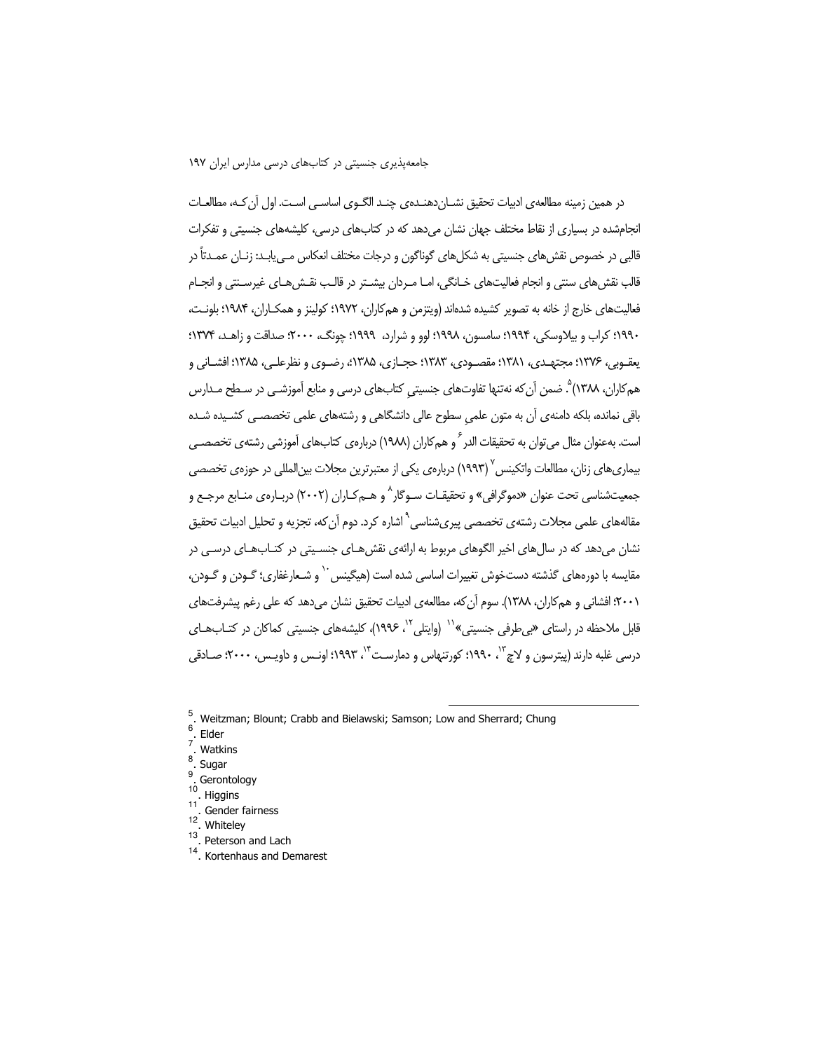در همین زمینه مطالعه‌ی ادبیات تحقیق نشان‌دهنده‌ی چند الگوی اساسی است. اول آن‌که، مطالعات انجام‌شده در بسیاری از نقاط مختلف جهان نشان می‌دهد که در کتاب‌های درسی، کلیشه‌های جنسیتی و تفکرات قالبی در خصوص نقش‌های جنسیتی به شکل‌های گوناگون و درجات مختلف انعکاس می‌یابد: زنان عمدتاً در قالب نقش‌های سنتی و انجام فعالیت‌های خانگی، اما مردان بیشتر در قالب نقش‌های غیرسنتی و انجام فعالیت‌های خارج از خانه به تصویر کشیده شده‌اند (ویتزمن و هم‌کاران، ۱۹۷۲؛ کولینز و همکاران، ۱۹۸۴؛ بلونت، ۱۹۹۰؛ کراب و بیلاوسکی، ۱۹۹۴؛ سامسون، ۱۹۹۸؛ لوو و شرارد، ۱۹۹۹؛ چونگ، ۲۰۰۰؛ صداقت و زاهد، ۱۳۷۴؛ یعقوبی، ۱۳۷۶؛ مجتهدی، ۱۳۸۱؛ مقصودی، ۱۳۸۳؛ حجازی، ۱۳۸۵؛ رضوی و نظرعلی، ۱۳۸۵؛ افشانی و هم‌کاران، ۱۳۸۸)[5]. ضمن آن‌که نه‌تنها تفاوت‌های جنسیتیِ کتاب‌های درسی و منابع آموزشی در سطح مدارس باقی نمانده، بلکه دامنه‌ی آن به متون علمیِ سطوح عالی دانشگاهی و رشته‌های علمی تخصصی کشیده شده است. به‌عنوان مثال می‌توان به تحقیقات الدر[6] و هم‌کاران (۱۹۸۸) درباره‌ی کتاب‌های آموزشی رشته‌ی تخصصی بیماری‌های زنان، مطالعات واتکینس[7] (۱۹۹۳) درباره‌ی یکی از معتبرترین مجلات بین‌المللی در حوزه‌ی تخصصی جمعیت‌شناسی تحت عنوان «دموگرافی» و تحقیقات سوگار[8] و هم‌کاران (۲۰۰۲) درباره‌ی منابع مرجع و مقاله‌های علمی مجلات رشته‌ی تخصصی پیری‌شناسی[9] اشاره کرد. دوم آن‌که، تجزیه و تحلیل ادبیات تحقیق نشان می‌دهد که در سال‌های اخیر الگوهای مربوط به ارائه‌ی نقش‌های جنسیتی در کتاب‌های درسی در مقایسه با دوره‌های گذشته دست‌خوش تغییرات اساسی شده است (هیگینس[10] و شعارغفاری؛ گودن و گودن، ۲۰۰۱؛ افشانی و هم‌کاران، ۱۳۸۸). سوم آن‌که، مطالعه‌ی ادبیات تحقیق نشان می‌دهد که علی رغم پیشرفت‌های قابل ملاحظه در راستای «بی‌طرفی جنسیتی»[11] (وایتلی[12]، ۱۹۹۶)، کلیشه‌های جنسیتی کماکان در کتاب‌های درسی غلبه دارند (پیترسون و لاچ[13]، ۱۹۹۰؛ کورتنهاس و دمارست[14]، ۱۹۹۳؛ اونس و داویس، ۲۰۰۰؛ صادقی

---

5. Weitzman; Blount; Crabb and Bielawski; Samson; Low and Sherrard; Chung
6. Elder
7. Watkins
8. Sugar
9. Gerontology
10. Higgins
11. Gender fairness
12. Whiteley
13. Peterson and Lach
14. Kortenhaus and Demarest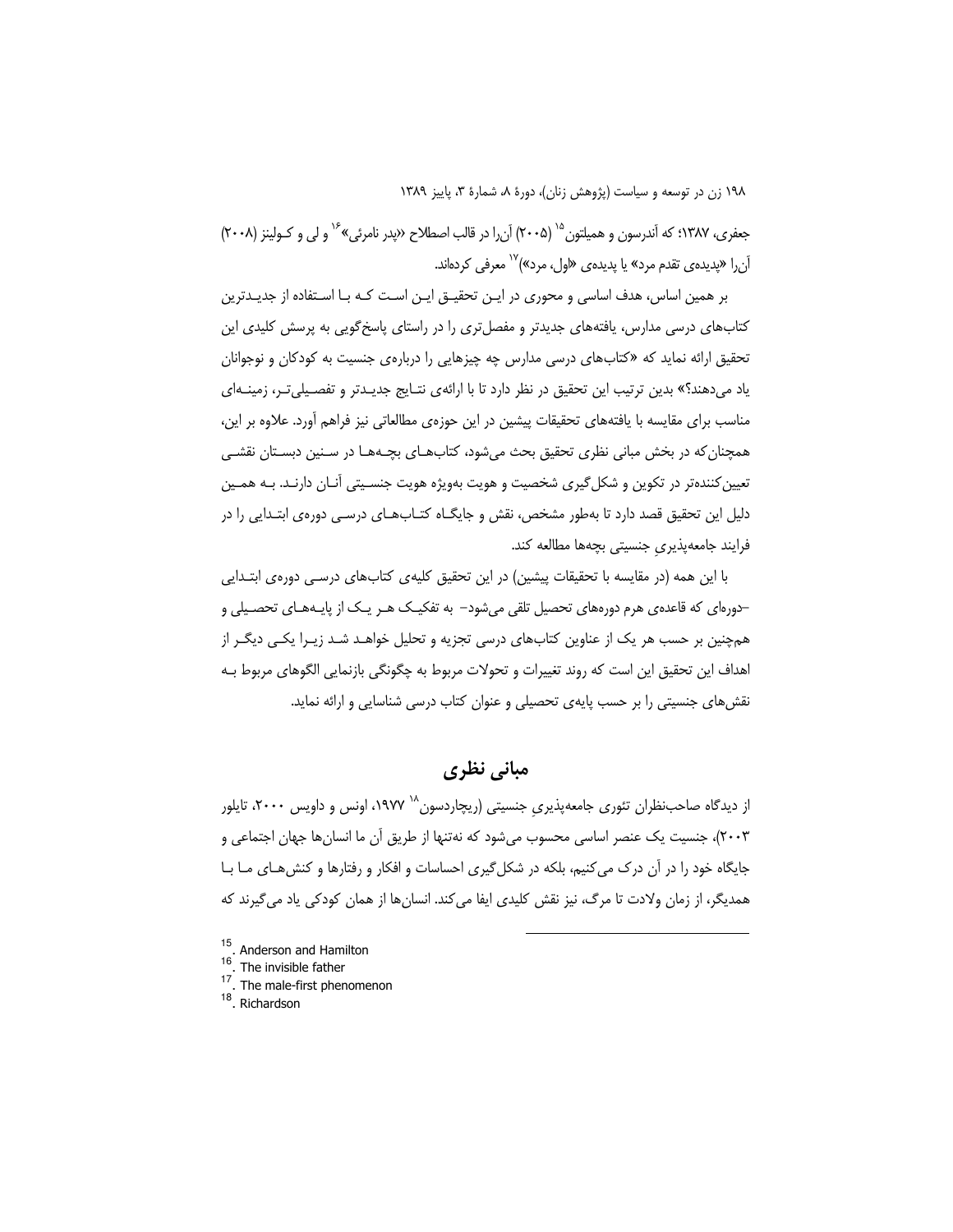جعفری، ۱۳۸۷؛ که آندرسون و همیلتون[15] (۲۰۰۵) آن‌را در قالب اصطلاح «پدر نامرئی»[16] و لی و کولینز (۲۰۰۸) آن‌را «پدیده‌ی تقدم مرد» یا پدیده‌ی «اول، مرد»[17] معرفی کرده‌اند.

بر همین اساس، هدف اساسی و محوری در این تحقیق این است که با استفاده از جدیدترین کتاب‌های درسی مدارس، یافته‌های جدیدتر و مفصل‌تری را در راستای پاسخ‌گویی به پرسش کلیدی این تحقیق ارائه نماید که «کتاب‌های درسی مدارس چه چیزهایی را درباره‌ی جنسیت به کودکان و نوجوانان یاد می‌دهند؟» بدین ترتیب این تحقیق در نظر دارد تا با ارائه‌ی نتایج جدیدتر و تفصیلی‌تر، زمینه‌ای مناسب برای مقایسه با یافته‌های تحقیقات پیشین در این حوزه‌ی مطالعاتی نیز فراهم آورد. علاوه بر این، همچنان‌که در بخش مبانی نظری تحقیق بحث می‌شود، کتاب‌های بچه‌ها در سنین دبستان نقشی تعیین‌کننده‌تر در تکوین و شکل‌گیری شخصیت و هویت به‌ویژه هویت جنسیتی آنان دارند. به همین دلیل این تحقیق قصد دارد تا به‌طور مشخص، نقش و جایگاه کتاب‌های درسی دوره‌ی ابتدایی را در فرایند جامعه‌پذیریِ جنسیتی بچه‌ها مطالعه کند.

با این همه (در مقایسه با تحقیقات پیشین) در این تحقیق کلیه‌ی کتاب‌های درسی دوره‌ی ابتدایی -دوره‌ای که قاعده‌ی هرم دوره‌های تحصیل تلقی می‌شود- به تفکیک هر یک از پایه‌های تحصیلی و هم‌چنین بر حسب هر یک از عناوین کتاب‌های درسی تجزیه و تحلیل خواهد شد زیرا یکی دیگر از اهداف این تحقیق این است که روند تغییرات و تحولات مربوط به چگونگی بازنمایی الگوهای مربوط به نقش‌های جنسیتی را بر حسب پایه‌ی تحصیلی و عنوان کتاب درسی شناسایی و ارائه نماید.

## مبانی نظری

از دیدگاه صاحب‌نظران تئوری جامعه‌پذیریِ جنسیتی (ریچاردسون[18] ۱۹۷۷، اونس و داویس ۲۰۰۰، تایلور ۲۰۰۳)، جنسیت یک عنصر اساسی محسوب می‌شود که نه‌تنها از طریق آن ما انسان‌ها جهان اجتماعی و جایگاه خود را در آن درک می‌کنیم، بلکه در شکل‌گیری احساسات و افکار و رفتارها و کنش‌های ما با همدیگر، از زمان ولادت تا مرگ، نیز نقش کلیدی ایفا می‌کند. انسان‌ها از همان کودکی یاد می‌گیرند که

---

15. Anderson and Hamilton
16. The invisible father
17. The male-first phenomenon
18. Richardson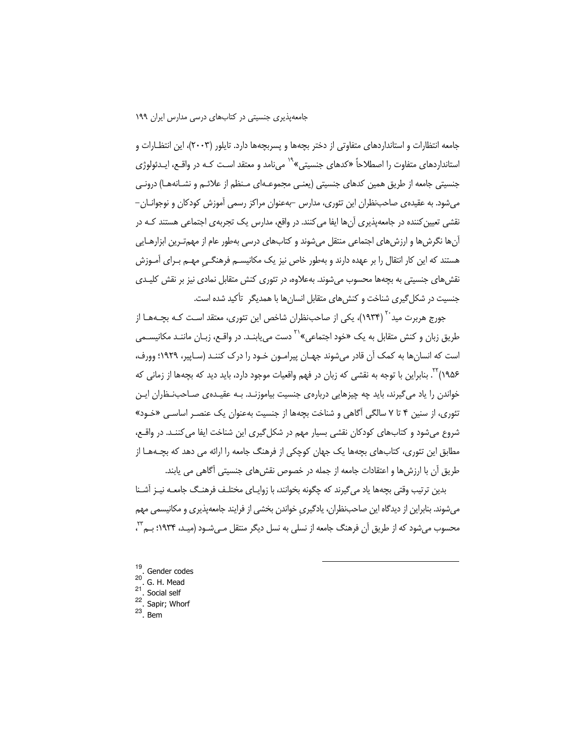جامعه انتظارات و استانداردهای متفاوتی از دختر بچه‌ها و پسربچه‌ها دارد. تایلور (۲۰۰۳)، این انتظارات و استانداردهای متفاوت را اصطلاحاً «کدهای جنسیتی»[19] می‌نامد و معتقد است کـه در واقـع، ایـدئولوژی جنسیتی جامعه از طریق همین کدهای جنسیتی (یعنـی مجموعـه‌ای مـنظم از علائـم و نشـانه‌هـا) درونـی می‌شود. به عقیده‌ی صاحب‌نظران این تئوری، مدارس –به‌عنوان مراکز رسمی آموزش کودکان و نوجوانـان– نقشی تعیین‌کننده در جامعه‌پذیری آن‌ها ایفا می‌کنند. در واقع، مدارس یک تجربه‌ی اجتماعی هستند کـه در آن‌ها نگرش‌ها و ارزش‌های اجتماعی منتقل می‌شوند و کتاب‌های درسی به‌طور عام از مهم‌تـرین ابزارهـایی هستند که این کار انتقال را بر عهده دارند و به‌طور خاص نیز یک مکانیسـم فرهنگـیِ مهـم بـرای آمـوزش نقش‌های جنسیتی به بچه‌ها محسوب می‌شوند. به‌علاوه، در تئوری کنش متقابل نمادی نیز بر نقش کلیـدی جنسیت در شکل‌گیری شناخت و کنش‌های متقابل انسان‌ها با همدیگر تأکید شده است.

جورج هربرت مید[20] (۱۹۳۴)، یکی از صاحب‌نظران شاخص این تئوری، معتقد است کـه بچـه‌هـا از طریق زبان و کنش متقابل به یک «خود اجتماعی»[21] دست می‌یابنـد. در واقـع، زبـان ماننـد مکانیسـمی است که انسان‌ها به کمک آن قادر می‌شوند جهـان پیرامـون خـود را درک کننـد (سـاپیر، ۱۹۲۹؛ وورف، ۱۹۵۶)[22]. بنابراین با توجه به نقشی که زبان در فهم واقعیات موجود دارد، باید دید که بچه‌ها از زمانی که خواندن را یاد می‌گیرند، باید چه چیزهایی درباره‌ی جنسیت بیاموزنـد. بـه عقیـده‌ی صـاحب‌نـظران ایـن تئوری، از سنین ۴ تا ۷ سالگی آگاهی و شناخت بچه‌ها از جنسیت به‌عنوان یک عنصـر اساسـی «خـود» شروع می‌شود و کتاب‌های کودکان نقشی بسیار مهم در شکل‌گیری این شناخت ایفا می‌کننـد. در واقـع، مطابق این تئوری، کتاب‌های بچه‌ها یک جهان کوچکی از فرهنگ جامعه را ارائه می دهد که بچـه‌هـا از طریق آن با ارزش‌ها و اعتقادات جامعه از جمله در خصوص نقش‌های جنسیتی آگاهی می یابند.

بدین ترتیب وقتی بچه‌ها یاد می‌گیرند که چگونه بخوانند، با زوایـای مختلـف فرهنـگ جامعـه نیـز آشـنا می‌شوند. بنابراین از دیدگاه این صاحب‌نظران، یادگیریِ خواندن بخشی از فرایند جامعه‌پذیری و مکانیسمی مهم محسوب می‌شود که از طریق آن فرهنگ جامعه از نسلی به نسل دیگر منتقل مـی‌شـود (میـد، ۱۹۳۴؛ بـم[23]،

---

[19]. Gender codes
[20]. G. H. Mead
[21]. Social self
[22]. Sapir; Whorf
[23]. Bem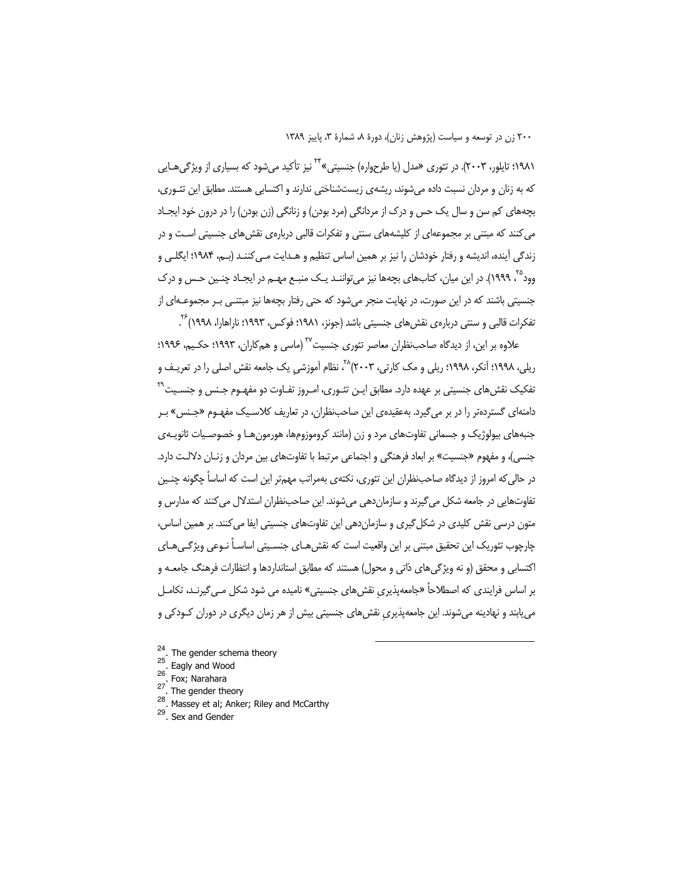۱۹۸۱؛ تایلور، ۲۰۰۳). در تئوری «مدل (یا طرحواره) جنسیتی»[24] نیز تأکید می‌شود که بسیاری از ویژگی‌هایی که به زنان و مردان نسبت داده می‌شوند، ریشه‌ی زیست‌شناختی ندارند و اکتسابی هستند. مطابق این تئوری، بچه‌های کم سن و سال یک حس و درک از مردانگی (مرد بودن) و زنانگی (زن بودن) را در درون خود ایجاد می‌کنند که مبتنی بر مجموعه‌ای از کلیشه‌های سنتی و تفکرات قالبی درباره‌ی نقش‌های جنسیتی است و در زندگی آینده، اندیشه و رفتار خودشان را نیز بر همین اساس تنظیم و هدایت می‌کنند (بم، ۱۹۸۴؛ ایگلی و وود[25]، ۱۹۹۹). در این میان، کتاب‌های بچه‌ها نیز می‌توانند یک منبع مهم در ایجاد چنین حس و درک جنسیتی باشند که در این صورت، در نهایت منجر می‌شود که حتی رفتار بچه‌ها نیز مبتنی بر مجموعه‌ای از تفکرات قالبی و سنتی درباره‌ی نقش‌های جنسیتی باشد (جونز، ۱۹۸۱؛ فوکس، ۱۹۹۳؛ ناراهارا، ۱۹۹۸)[26].

علاوه بر این، از دیدگاه صاحب‌نظران معاصر تئوری جنسیت[27] (ماسی و همکاران، ۱۹۹۳؛ حکیم، ۱۹۹۶؛ ریلی، ۱۹۹۸؛ آنکر، ۱۹۹۸؛ ریلی و مک کارتی، ۲۰۰۳)[28]، نظام آموزشیِ یک جامعه نقش اصلی را در تعریف و تفکیک نقش‌های جنسیتی بر عهده دارد. مطابق این تئوری، امروز تفاوت دو مفهوم جنس و جنسیت[29] دامنه‌ای گسترده‌تر را در بر می‌گیرد. به‌عقیده‌ی این صاحب‌نظران، در تعاریف کلاسیک مفهوم «جنس» بر جنبه‌های بیولوژیک و جسمانی تفاوت‌های مرد و زن (مانند کروموزوم‌ها، هورمون‌ها و خصوصیات ثانویه‌ی جنسی)، و مفهوم «جنسیت» بر ابعاد فرهنگی و اجتماعی مرتبط با تفاوت‌های بین مردان و زنان دلالت دارد. در حالی‌که امروز از دیدگاه صاحب‌نظران این تئوری، نکته‌ی به‌مراتب مهم‌تر این است که اساساً چگونه چنین تفاوت‌هایی در جامعه شکل می‌گیرند و سازمان‌دهی می‌شوند. این صاحب‌نظران استدلال می‌کنند که مدارس و متون درسی نقش کلیدی در شکل‌گیری و سازمان‌دهی این تفاوت‌های جنسیتی ایفا می‌کنند. بر همین اساس، چارچوب تئوریک این تحقیق مبتنی بر این واقعیت است که نقش‌های جنسیتی اساساً نوعی ویژگی‌های اکتسابی و محقق (و نه ویژگی‌های ذاتی و محول) هستند که مطابق استانداردها و انتظارات فرهنگ جامعه و بر اساس فرایندی که اصطلاحاً «جامعه‌پذیری نقش‌های جنسیتی» نامیده می شود شکل می‌گیرند، تکامل می‌یابند و نهادینه می‌شوند. این جامعه‌پذیریِ نقش‌های جنسیتی بیش از هر زمان دیگری در دوران کودکی و

---

[24]. The gender schema theory

[25]. Eagly and Wood

[26]. Fox; Narahara

[27]. The gender theory

[28]. Massey et al; Anker; Riley and McCarthy

[29]. Sex and Gender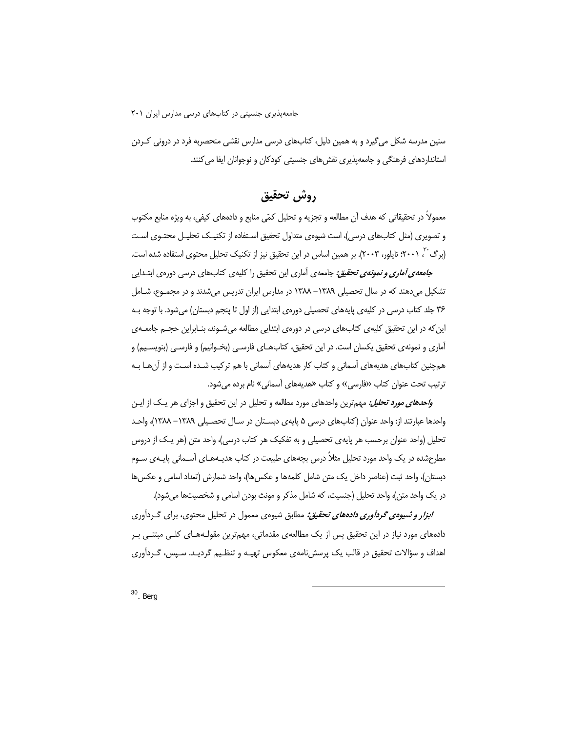سنین مدرسه شکل می‌گیرد و به همین دلیل، کتاب‌های درسی مدارس نقشی منحصربه فرد در درونی کـردن استانداردهای فرهنگی و جامعه‌پذیری نقش‌های جنسیتی کودکان و نوجوانان ایفا می‌کنند.

## روش تحقیق

معمولاً در تحقیقاتی که هدف آن مطالعه و تجزیه و تحلیل کمّی منابع و داده‌های کیفی، به ویژه منابع مکتوب و تصویری (مثل کتاب‌های درسی)، است شیوه‌ی متداول تحقیق استـفاده از تکنیـک تحلیـل محتـوی اسـت (برگ[30]، ۲۰۰۱؛ تایلور، ۲۰۰۳). بر همین اساس در این تحقیق نیز از تکنیک تحلیل محتوی استفاده شده است.

***جامعه‌ی آماری و نمونه‌ی تحقیق:*** جامعه‌ی آماری این تحقیق را کلیه‌ی کتاب‌های درسی دوره‌ی ابتـدایی تشکیل می‌دهند که در سال تحصیلی ۱۳۸۹– ۱۳۸۸ در مدارس ایران تدریس می‌شدند و در مجمـوع، شـامل ۳۶ جلد کتاب درسی در کلیه‌ی پایه‌های تحصیلی دوره‌ی ابتدایی (از اول تا پنجم دبستان) می‌شود. با توجه بـه این‌که در این تحقیق کلیه‌ی کتاب‌های درسی در دوره‌ی ابتدایی مطالعه می‌شـوند، بنـابراین حجـم جامعـه‌ی آماری و نمونه‌ی تحقیق یکسان است. در این تحقیق، کتاب‌هـای فارسـی (بخـوانیم) و فارسـی (بنویسـیم) و هم‌چنین کتاب‌های هدیه‌های آسمانی و کتاب کار هدیه‌های آسمانی با هم ترکیب شـده اسـت و از آن‌هـا بـه ترتیب تحت عنوان کتاب «فارسی» و کتاب «هدیه‌های آسمانی» نام برده می‌شود.

***واحدهای مورد تحلیل:*** مهم‌ترین واحدهای مورد مطالعه و تحلیل در این تحقیق و اجزای هر یـک از ایـن واحدها عبارتند از: واحد عنوان (کتاب‌های درسی ۵ پایه‌ی دبسـتان در سـال تحصـیلی ۱۳۸۹– ۱۳۸۸)، واحـد تحلیل (واحد عنوان برحسب هر پایه‌ی تحصیلی و به تفکیک هر کتاب درسی)، واحد متن (هر یـک از دروس مطرح‌شده در یک واحد مورد تحلیل مثلاً درس بچه‌های طبیعت در کتاب هدیـه‌هـای آسـمانی پایـه‌ی سـوم دبستان)، واحد ثبت (عناصر داخل یک متن شامل کلمه‌ها و عکس‌ها)، واحد شمارش (تعداد اسامی و عکس‌ها در یک واحد متن)، واحد تحلیل (جنسیت، که شامل مذکر و مونث بودن اسامی و شخصیت‌ها می‌شود).

***ابزار و شیوه‌ی گردآوری داده‌های تحقیق:*** مطابق شیوه‌ی معمول در تحلیل محتوی، برای گـردآوری داده‌های مورد نیاز در این تحقیق پس از یک مطالعه‌ی مقدماتی، مهم‌ترین مقولـه‌هـای کلـی مبتنـی بـر اهداف و سؤالات تحقیق در قالب یک پرسش‌نامه‌ی معکوس تهیـه و تنظـیم گردیـد. سـپس، گـردآوری

---

30. Berg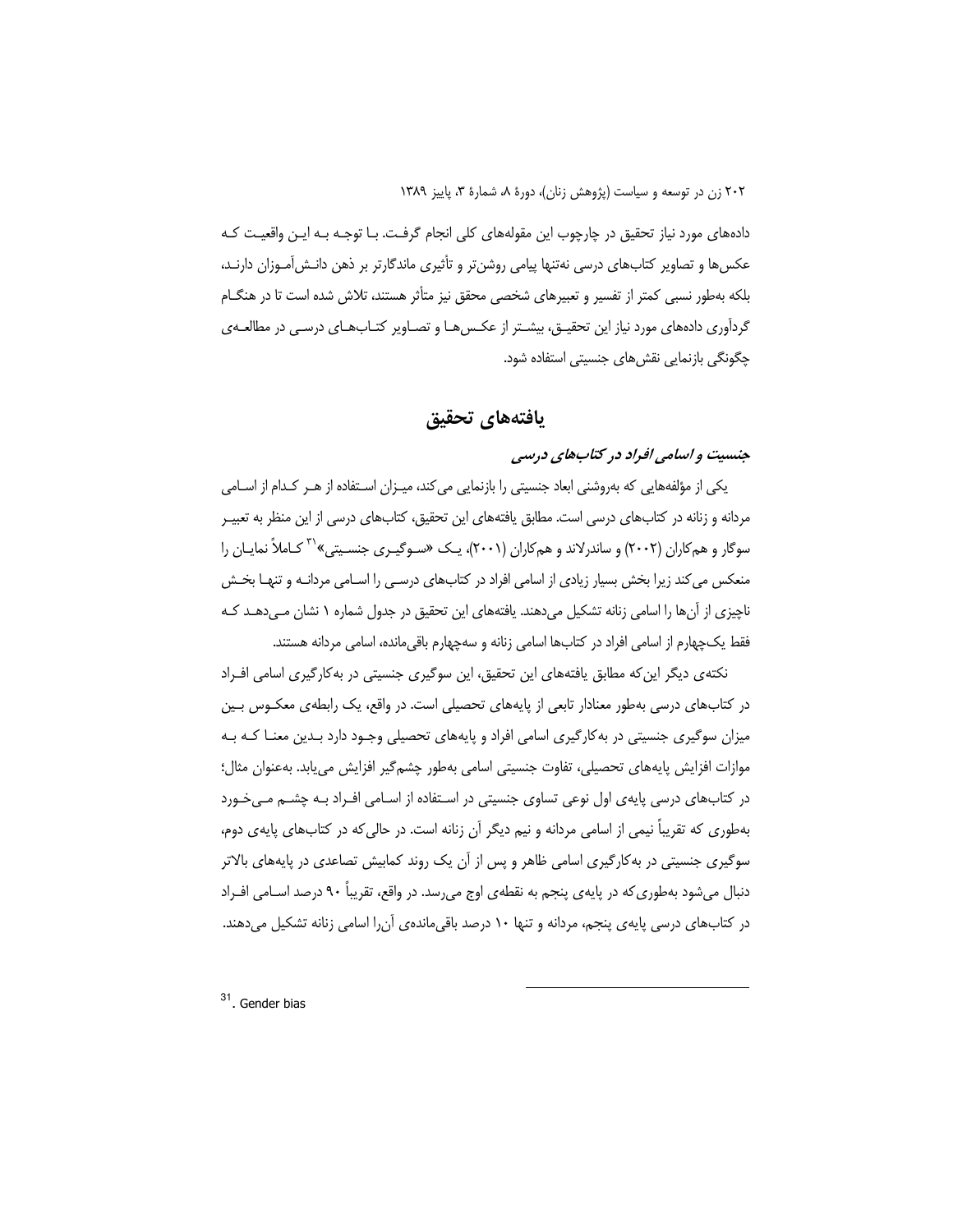داده‌های مورد نیاز تحقیق در چارچوب این مقوله‌های کلی انجام گرفت. با توجه به این واقعیت که عکس‌ها و تصاویر کتاب‌های درسی نه‌تنها پیامی روشن‌تر و تأثیری ماندگارتر بر ذهن دانش‌آموزان دارند، بلکه به‌طور نسبی کمتر از تفسیر و تعبیرهای شخصی محقق نیز متأثر هستند، تلاش شده است تا در هنگام گردآوری داده‌های مورد نیاز این تحقیق، بیشتر از عکس‌ها و تصاویر کتاب‌های درسی در مطالعه‌ی چگونگی بازنمایی نقش‌های جنسیتی استفاده شود.

## یافته‌های تحقیق

### *جنسیت و اسامی افراد در کتاب‌های درسی*

یکی از مؤلفه‌هایی که به‌روشنی ابعاد جنسیتی را بازنمایی می‌کند، میزان استفاده از هر کدام از اسامی مردانه و زنانه در کتاب‌های درسی است. مطابق یافته‌های این تحقیق، کتاب‌های درسی از این منظر به تعبیر سوگار و همکاران (۲۰۰۲) و ساندرلاند و همکاران (۲۰۰۱)، یک «سوگیری جنسیتی»[31] کاملاً نمایان را منعکس می‌کند زیرا بخش بسیار زیادی از اسامی افراد در کتاب‌های درسی را اسامی مردانه و تنها بخش ناچیزی از آن‌ها را اسامی زنانه تشکیل می‌دهند. یافته‌های این تحقیق در جدول شماره ۱ نشان می‌دهد که فقط یک‌چهارم از اسامی افراد در کتاب‌ها اسامی زنانه و سه‌چهارم باقی‌مانده، اسامی مردانه هستند.

نکته‌ی دیگر این‌که مطابق یافته‌های این تحقیق، این سوگیری جنسیتی در به‌کارگیری اسامی افراد در کتاب‌های درسی به‌طور معنادار تابعی از پایه‌های تحصیلی است. در واقع، یک رابطه‌ی معکوس بین میزان سوگیری جنسیتی در به‌کارگیری اسامی افراد و پایه‌های تحصیلی وجود دارد بدین معنا که به موازات افزایش پایه‌های تحصیلی، تفاوت جنسیتی اسامی به‌طور چشم‌گیر افزایش می‌یابد. به‌عنوان مثال؛ در کتاب‌های درسی پایه‌ی اول نوعی تساوی جنسیتی در استفاده از اسامی افراد به چشم می‌خورد به‌طوری که تقریباً نیمی از اسامی مردانه و نیم دیگر آن زنانه است. در حالی‌که در کتاب‌های پایه‌ی دوم، سوگیری جنسیتی در به‌کارگیری اسامی ظاهر و پس از آن یک روند کمابیش تصاعدی در پایه‌های بالاتر دنبال می‌شود به‌طوری‌که در پایه‌ی پنجم به نقطه‌ی اوج می‌رسد. در واقع، تقریباً ۹۰ درصد اسامی افراد در کتاب‌های درسی پایه‌ی پنجم، مردانه و تنها ۱۰ درصد باقی‌مانده‌ی آن‌را اسامی زنانه تشکیل می‌دهند.

---

[31]. Gender bias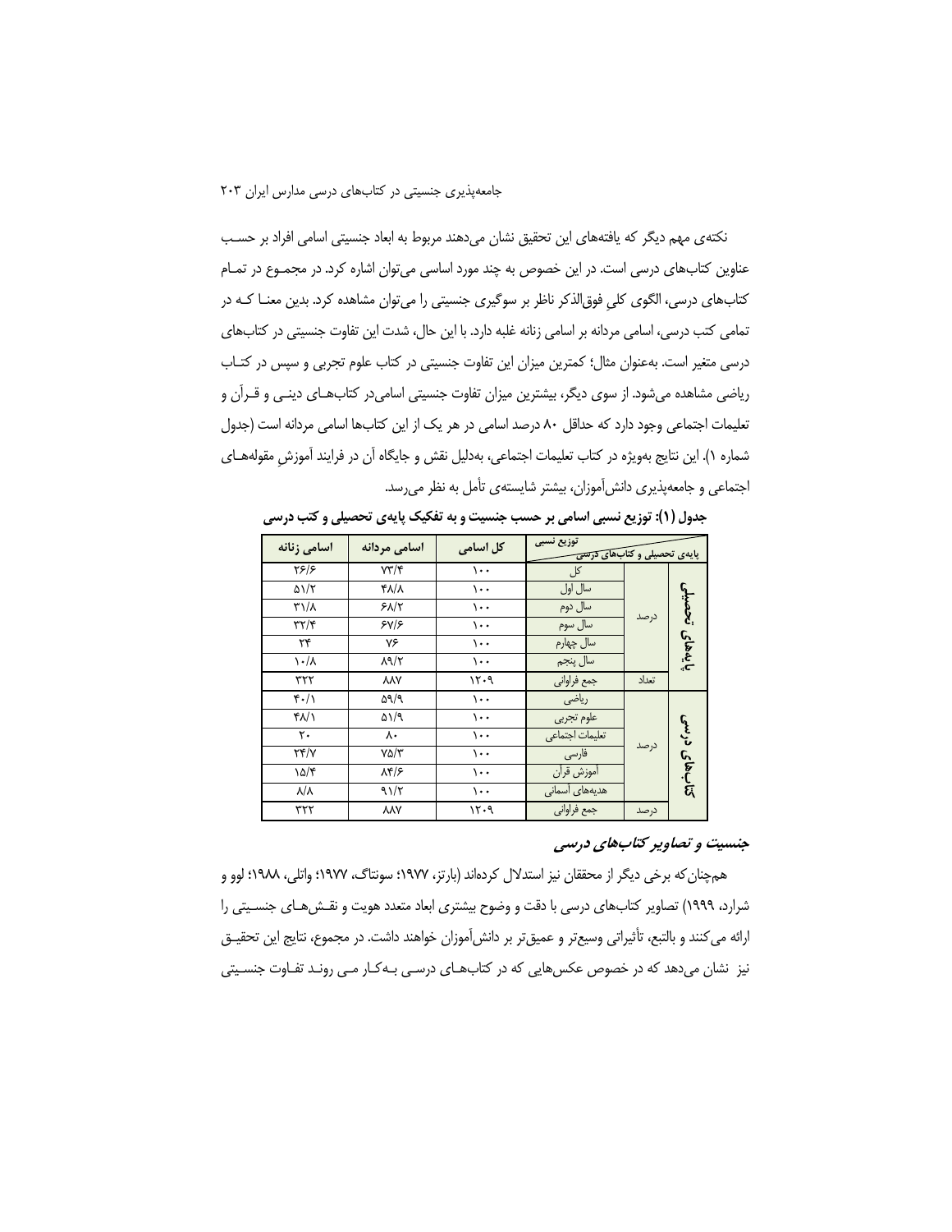نکته‌ی مهم دیگر که یافته‌های این تحقیق نشان می‌دهند مربوط به ابعاد جنسیتی اسامی افراد بر حسب عناوین کتاب‌های درسی است. در این خصوص به چند مورد اساسی می‌توان اشاره کرد. در مجموع در تمام کتاب‌های درسی، الگوی کلیِ فوق‌الذکر ناظر بر سوگیری جنسیتی را می‌توان مشاهده کرد. بدین معنا که در تمامی کتب درسی، اسامی مردانه بر اسامی زنانه غلبه دارد. با این حال، شدت این تفاوت جنسیتی در کتاب‌های درسی متغیر است. به‌عنوان مثال؛ کمترین میزان این تفاوت جنسیتی در کتاب علوم تجربی و سپس در کتاب ریاضی مشاهده می‌شود. از سوی دیگر، بیشترین میزان تفاوت جنسیتی اسامی‌در کتاب‌های دینی و قرآن و تعلیمات اجتماعی وجود دارد که حداقل ۸۰ درصد اسامی در هر یک از این کتاب‌ها اسامی مردانه است (جدول شماره ۱). این نتایج به‌ویژه در کتاب تعلیمات اجتماعی، به‌دلیل نقش و جایگاه آن در فرایند آموزشِ مقوله‌های اجتماعی و جامعه‌پذیری دانش‌آموزان، بیشتر شایسته‌ی تأمل به نظر می‌رسد.

**جدول (۱): توزیع نسبی اسامی بر حسب جنسیت و به تفکیک پایه‌ی تحصیلی و کتب درسی**

| پایه‌ی تحصیلی و کتاب‌های درسی | | توزیع نسبی | کل اسامی | اسامی مردانه | اسامی زنانه |
|---|---|---|---|---|---|
| پایه‌های تحصیلی | درصد | کل | ۱۰۰ | ۷۳/۴ | ۲۶/۶ |
| | | سال اول | ۱۰۰ | ۴۸/۸ | ۵۱/۲ |
| | | سال دوم | ۱۰۰ | ۶۸/۲ | ۳۱/۸ |
| | | سال سوم | ۱۰۰ | ۶۷/۶ | ۳۲/۴ |
| | | سال چهارم | ۱۰۰ | ۷۶ | ۲۴ |
| | | سال پنجم | ۱۰۰ | ۸۹/۲ | ۱۰/۸ |
| | تعداد | جمع فراوانی | ۱۲۰۹ | ۸۸۷ | ۳۲۲ |
| کتاب‌های درسی | درصد | ریاضی | ۱۰۰ | ۵۹/۹ | ۴۰/۱ |
| | | علوم تجربی | ۱۰۰ | ۵۱/۹ | ۴۸/۱ |
| | | تعلیمات اجتماعی | ۱۰۰ | ۸۰ | ۲۰ |
| | | فارسی | ۱۰۰ | ۷۵/۳ | ۲۴/۷ |
| | | آموزش قرآن | ۱۰۰ | ۸۴/۶ | ۱۵/۴ |
| | | هدیه‌های آسمانی | ۱۰۰ | ۹۱/۲ | ۸/۸ |
| | درصد | جمع فراوانی | ۱۲۰۹ | ۸۸۷ | ۳۲۲ |

### *جنسیت و تصاویر کتاب‌های درسی*

همچنان‌که برخی دیگر از محققان نیز استدلال کرده‌اند (بارتز، ۱۹۷۷؛ سونتاگ، ۱۹۷۷؛ واتلی، ۱۹۸۸؛ لوو و شرارد، ۱۹۹۹) تصاویر کتاب‌های درسی با دقت و وضوح بیشتری ابعاد متعدد هویت و نقش‌های جنسیتی را ارائه می‌کنند و بالتبع، تأثیراتی وسیع‌تر و عمیق‌تر بر دانش‌آموزان خواهند داشت. در مجموع، نتایج این تحقیق نیز نشان می‌دهد که در خصوص عکس‌هایی که در کتاب‌های درسی به‌کار می‌روند تفاوت جنسیتی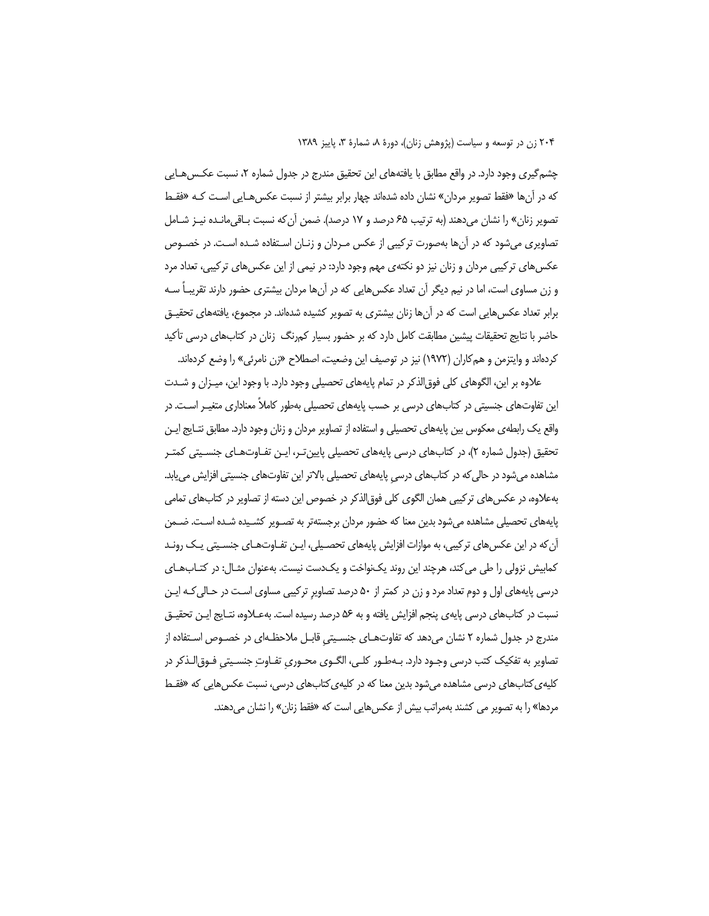چشم‌گیری وجود دارد. در واقع مطابق با یافته‌های این تحقیق مندرج در جدول شماره ۲، نسبت عکس‌هایی که در آن‌ها «فقط تصویر مردان» نشان داده شده‌اند چهار برابر بیشتر از نسبت عکس‌هایی است که «فقط تصویر زنان» را نشان می‌دهند (به ترتیب ۶۵ درصد و ۱۷ درصد). ضمن آن‌که نسبت باقی‌مانده نیز شامل تصاویری می‌شود که در آن‌ها به‌صورت ترکیبی از عکس مردان و زنان استفاده شده است. در خصوص عکس‌های ترکیبی مردان و زنان نیز دو نکته‌ی مهم وجود دارد: در نیمی از این عکس‌های ترکیبی، تعداد مرد و زن مساوی است، اما در نیم دیگر آن تعداد عکس‌هایی که در آن‌ها مردان بیشتری حضور دارند تقریباً سه برابر تعداد عکس‌هایی است که در آن‌ها زنان بیشتری به تصویر کشیده شده‌اند. در مجموع، یافته‌های تحقیق حاضر با نتایج تحقیقات پیشین مطابقت کامل دارد که بر حضور بسیار کم‌رنگ زنان در کتاب‌های درسی تأکید کرده‌اند و وایتزمن و همکاران (۱۹۷۲) نیز در توصیف این وضعیت، اصطلاح «زن نامرئی» را وضع کرده‌اند.

علاوه بر این، الگوهای کلی فوق‌الذکر در تمام پایه‌های تحصیلی وجود دارد. با وجود این، میزان و شدت این تفاوت‌های جنسیتی در کتاب‌های درسی بر حسب پایه‌های تحصیلی به‌طور کاملاً معناداری متغیر است. در واقع یک رابطه‌ی معکوس بین پایه‌های تحصیلی و استفاده از تصاویر مردان و زنان وجود دارد. مطابق نتایج این تحقیق (جدول شماره ۲)، در کتاب‌های درسی پایه‌های تحصیلی پایین‌تر، این تفاوت‌های جنسیتی کمتر مشاهده می‌شود در حالی‌که در کتاب‌های درسیِ پایه‌های تحصیلی بالاتر این تفاوت‌های جنسیتی افزایش می‌یابد. به‌علاوه، در عکس‌های ترکیبی همان الگوی کلی فوق‌الذکر در خصوص این دسته از تصاویر در کتاب‌های تمامی پایه‌های تحصیلی مشاهده می‌شود بدین معنا که حضور مردان برجسته‌تر به تصویر کشیده شده است. ضمن آن‌که در این عکس‌های ترکیبی، به موازات افزایش پایه‌های تحصیلی، این تفاوت‌های جنسیتی یک روند کمابیش نزولی را طی می‌کند، هرچند این روند یکنواخت و یک‌دست نیست. به‌عنوان مثال: در کتاب‌های درسی پایه‌های اول و دوم تعداد مرد و زن در کمتر از ۵۰ درصد تصاویرِ ترکیبی مساوی است در حالی‌که این نسبت در کتاب‌های درسی پایه‌ی پنجم افزایش یافته و به ۵۶ درصد رسیده است. به‌علاوه، نتایج این تحقیق مندرج در جدول شماره ۲ نشان می‌دهد که تفاوت‌های جنسیتیِ قابل ملاحظه‌ای در خصوص استفاده از تصاویر به تفکیک کتب درسی وجود دارد. به‌طور کلی، الگوی محوریِ تفاوتِ جنسیتیِ فوق‌الذکر در کلیه‌ی کتاب‌های درسی مشاهده می‌شود بدین معنا که در کلیه‌ی کتاب‌های درسی، نسبت عکس‌هایی که «فقط مردها» را به تصویر می کشند به‌مراتب بیش از عکس‌هایی است که «فقط زنان» را نشان می‌دهند.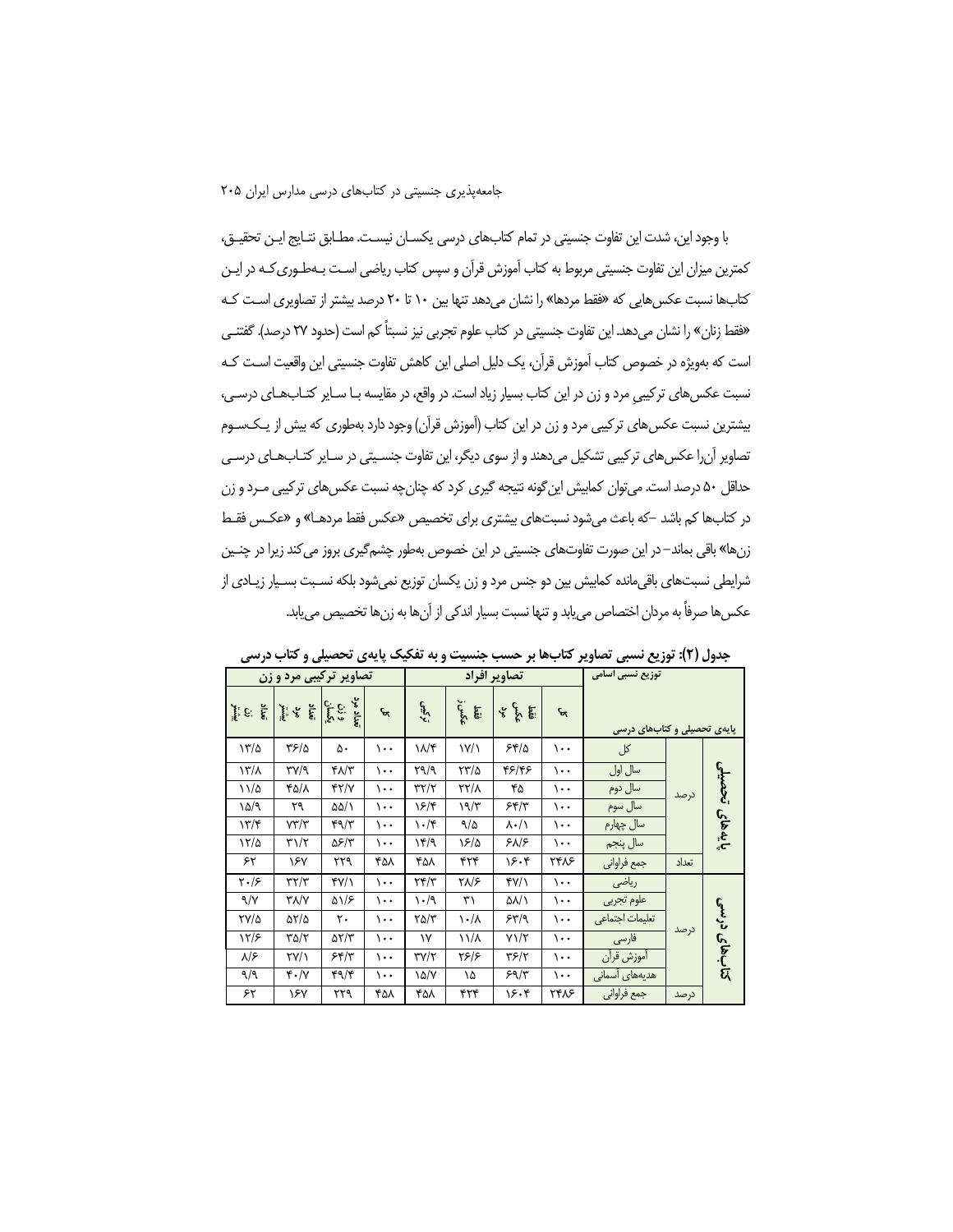با وجود این، شدت این تفاوت جنسیتی در تمام کتاب‌های درسی یکسان نیست. مطابق نتایج این تحقیق، کمترین میزان این تفاوت جنسیتی مربوط به کتاب آموزش قرآن و سپس کتاب ریاضی است به‌طوری‌که در این کتاب‌ها نسبت عکس‌هایی که «فقط مردها» را نشان می‌دهد تنها بین ۱۰ تا ۲۰ درصد بیشتر از تصاویری است که «فقط زنان» را نشان می‌دهد. این تفاوت جنسیتی در کتاب علوم تجربی نیز نسبتاً کم است (حدود ۲۷ درصد). گفتنی است که به‌ویژه در خصوص کتاب آموزش قرآن، یک دلیل اصلی این کاهش تفاوت جنسیتی این واقعیت است که نسبت عکس‌های ترکیبیِ مرد و زن در این کتاب بسیار زیاد است. در واقع، در مقایسه با سایر کتاب‌های درسی، بیشترین نسبت عکس‌های ترکیبی مرد و زن در این کتاب (آموزش قرآن) وجود دارد به‌طوری که بیش از یک‌سوم تصاویر آن‌را عکس‌های ترکیبی تشکیل می‌دهند و از سوی دیگر، این تفاوت جنسیتی در سایر کتاب‌های درسی حداقل ۵۰ درصد است. می‌توان کمابیش این‌گونه نتیجه گیری کرد که چنان‌چه نسبت عکس‌های ترکیبی مرد و زن در کتاب‌ها کم باشد –که باعث می‌شود نسبت‌های بیشتری برای تخصیص «عکس فقط مردها» و «عکس فقط زن‌ها» باقی بماند– در این صورت تفاوت‌های جنسیتی در این خصوص به‌طور چشم‌گیری بروز می‌کند زیرا در چنین شرایطی نسبت‌های باقی‌مانده کمابیش بین دو جنس مرد و زن یکسان توزیع نمی‌شود بلکه نسبت بسیار زیادی از عکس‌ها صرفاً به مردان اختصاص می‌یابد و تنها نسبت بسیار اندکی از آن‌ها به زن‌ها تخصیص می‌یابد.

**جدول (۲): توزیع نسبی تصاویر کتاب‌ها بر حسب جنسیت و به تفکیک پایه‌ی تحصیلی و کتاب درسی**

| توزیع نسبی اسامی / پایه‌ی تحصیلی و کتاب‌های درسی | | | تصاویر افراد: کل | فقط عکس مرد | فقط عکس زن | ترکیبی | تصاویر ترکیبی مرد و زن: کل | تعداد مرد و زن یکسان | تعداد مرد بیشتر | تعداد زن بیشتر |
|---|---|---|---|---|---|---|---|---|---|---|
| | | کل | ۱۰۰ | ۶۴/۵ | ۱۷/۱ | ۱۸/۴ | ۱۰۰ | ۵۰ | ۳۶/۵ | ۱۳/۵ |
| پایه‌های تحصیلی | درصد | سال اول | ۱۰۰ | ۴۶/۴۶ | ۲۳/۵ | ۲۹/۹ | ۱۰۰ | ۴۸/۳ | ۳۷/۹ | ۱۳/۸ |
| | | سال دوم | ۱۰۰ | ۴۵ | ۲۲/۸ | ۳۲/۲ | ۱۰۰ | ۴۲/۷ | ۴۵/۸ | ۱۱/۵ |
| | | سال سوم | ۱۰۰ | ۶۴/۳ | ۱۹/۳ | ۱۶/۴ | ۱۰۰ | ۵۵/۱ | ۲۹ | ۱۵/۹ |
| | | سال چهارم | ۱۰۰ | ۸۰/۱ | ۹/۵ | ۱۰/۴ | ۱۰۰ | ۴۹/۳ | ۷۳/۳ | ۱۳/۴ |
| | | سال پنجم | ۱۰۰ | ۶۸/۶ | ۱۶/۵ | ۱۴/۹ | ۱۰۰ | ۵۶/۳ | ۳۱/۲ | ۱۲/۵ |
| | تعداد | جمع فراوانی | ۲۴۸۶ | ۱۶۰۴ | ۴۲۴ | ۴۵۸ | ۴۵۸ | ۲۲۹ | ۱۶۷ | ۶۲ |
| کتاب‌های درسی | درصد | ریاضی | ۱۰۰ | ۴۷/۱ | ۲۸/۶ | ۲۴/۳ | ۱۰۰ | ۴۷/۱ | ۳۲/۳ | ۲۰/۶ |
| | | علوم تجربی | ۱۰۰ | ۵۸/۱ | ۳۱ | ۱۰/۹ | ۱۰۰ | ۵۱/۶ | ۳۸/۷ | ۹/۷ |
| | | تعلیمات اجتماعی | ۱۰۰ | ۶۳/۹ | ۱۰/۸ | ۲۵/۳ | ۱۰۰ | ۲۰ | ۵۲/۵ | ۲۷/۵ |
| | | فارسی | ۱۰۰ | ۷۱/۲ | ۱۱/۸ | ۱۷ | ۱۰۰ | ۵۲/۳ | ۳۵/۲ | ۱۲/۶ |
| | | آموزش قرآن | ۱۰۰ | ۳۶/۲ | ۲۶/۶ | ۳۷/۲ | ۱۰۰ | ۶۴/۳ | ۲۷/۱ | ۸/۶ |
| | | هدیه‌های آسمانی | ۱۰۰ | ۶۹/۳ | ۱۵ | ۱۵/۷ | ۱۰۰ | ۴۹/۴ | ۴۰/۷ | ۹/۹ |
| | درصد | جمع فراوانی | ۲۴۸۶ | ۱۶۰۴ | ۴۲۴ | ۴۵۸ | ۴۵۸ | ۲۲۹ | ۱۶۷ | ۶۲ |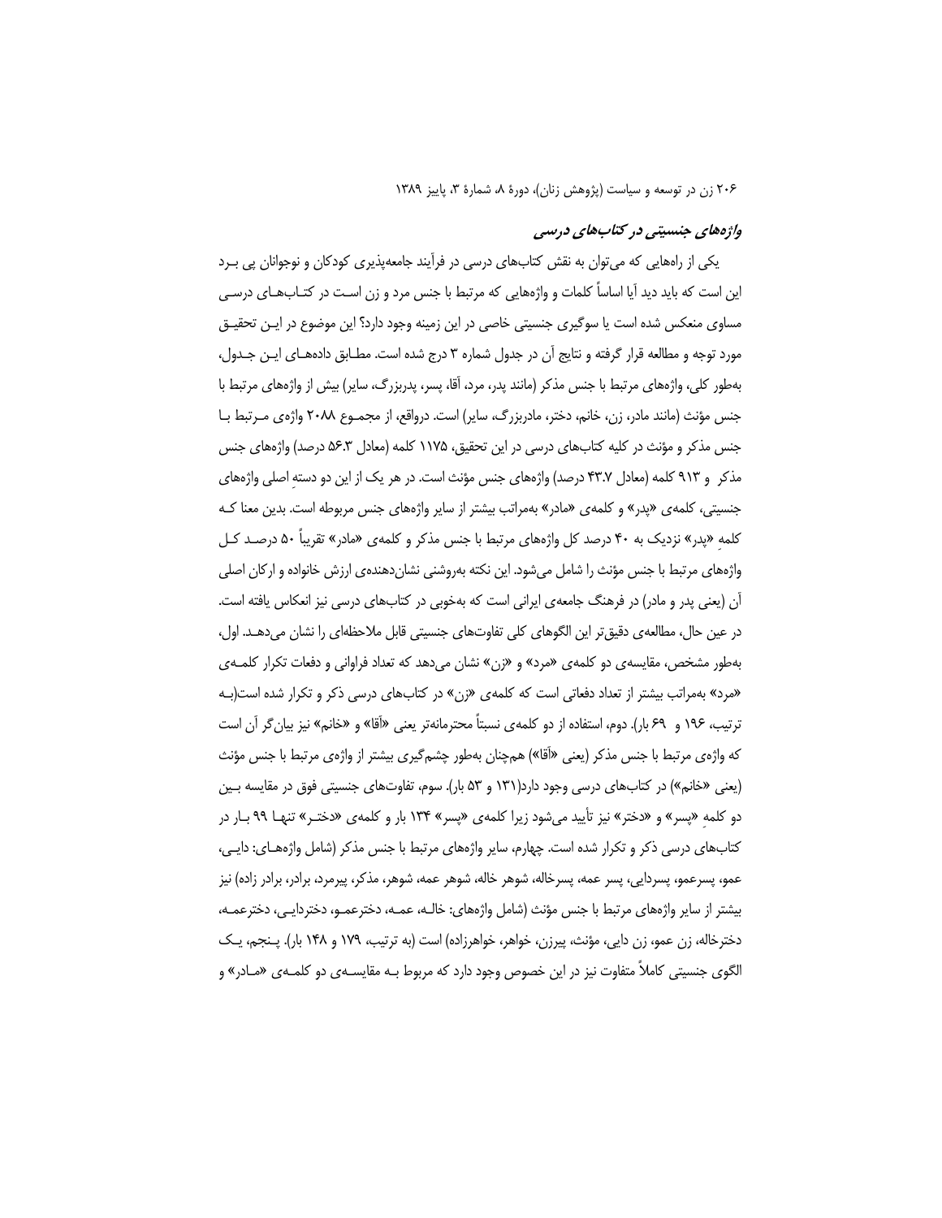### *واژه‌های جنسیتی در کتاب‌های درسی*

یکی از راه‌هایی که می‌توان به نقش کتاب‌های درسی در فرآیند جامعه‌پذیری کودکان و نوجوانان پی برد این است که باید دید آیا اساساً کلمات و واژه‌هایی که مرتبط با جنس مرد و زن است در کتاب‌های درسی مساوی منعکس شده است یا سوگیری جنسیتی خاصی در این زمینه وجود دارد؟ این موضوع در این تحقیق مورد توجه و مطالعه قرار گرفته و نتایج آن در جدول شماره ۳ درج شده است. مطابق داده‌های این جدول، به‌طور کلی، واژه‌های مرتبط با جنس مذکر (مانند پدر، مرد، آقا، پسر، پدربزرگ، سایر) بیش از واژه‌های مرتبط با جنس مؤنث (مانند مادر، زن، خانم، دختر، مادربزرگ، سایر) است. درواقع، از مجموع ۲۰۸۸ واژه‌ی مرتبط با جنس مذکر و مؤنث در کلیه کتاب‌های درسی در این تحقیق، ۱۱۷۵ کلمه (معادل ۵۶.۳ درصد) واژه‌های جنس مذکر و ۹۱۳ کلمه (معادل ۴۳.۷ درصد) واژه‌های جنس مؤنث است. در هر یک از این دو دستهِ اصلی واژه‌های جنسیتی، کلمه‌ی «پدر» و کلمه‌ی «مادر» به‌مراتب بیشتر از سایر واژه‌های جنس مربوطه است. بدین معنا که کلمهِ «پدر» نزدیک به ۴۰ درصد کل واژه‌های مرتبط با جنس مذکر و کلمه‌ی «مادر» تقریباً ۵۰ درصد کل واژه‌های مرتبط با جنس مؤنث را شامل می‌شود. این نکته به‌روشنی نشان‌دهنده‌ی ارزش خانواده و ارکان اصلی آن (یعنی پدر و مادر) در فرهنگ جامعه‌ی ایرانی است که به‌خوبی در کتاب‌های درسی نیز انعکاس یافته است. در عین حال، مطالعه‌ی دقیق‌تر این الگوهای کلی تفاوت‌های جنسیتی قابل ملاحظه‌ای را نشان می‌دهد. اول، به‌طور مشخص، مقایسه‌ی دو کلمه‌ی «مرد» و «زن» نشان می‌دهد که تعداد فراوانی و دفعات تکرار کلمه‌ی «مرد» به‌مراتب بیشتر از تعداد دفعاتی است که کلمه‌ی «زن» در کتاب‌های درسی ذکر و تکرار شده است(به ترتیب، ۱۹۶ و ۶۹ بار). دوم، استفاده از دو کلمه‌ی نسبتاً محترمانه‌تر یعنی «آقا» و «خانم» نیز بیان‌گر آن است که واژه‌ی مرتبط با جنس مذکر (یعنی «آقا») هم‌چنان به‌طور چشم‌گیری بیشتر از واژه‌ی مرتبط با جنس مؤنث (یعنی «خانم») در کتاب‌های درسی وجود دارد(۱۳۱ و ۵۳ بار). سوم، تفاوت‌های جنسیتی فوق در مقایسه بین دو کلمهِ «پسر» و «دختر» نیز تأیید می‌شود زیرا کلمه‌ی «پسر» ۱۳۴ بار و کلمه‌ی «دختر» تنها ۹۹ بار در کتاب‌های درسی ذکر و تکرار شده است. چهارم، سایر واژه‌های مرتبط با جنس مذکر (شامل واژه‌های: دایی، عمو، پسرعمو، پسردایی، پسر عمه، پسرخاله، شوهر خاله، شوهر عمه، شوهر، مذکر، پیرمرد، برادر، برادر زاده) نیز بیشتر از سایر واژه‌های مرتبط با جنس مؤنث (شامل واژه‌های: خاله، عمه، دخترعمو، دختردایی، دخترعمه، دخترخاله، زن عمو، زن دایی، مؤنث، پیرزن، خواهر، خواهرزاده) است (به ترتیب، ۱۷۹ و ۱۴۸ بار). پنجم، یک الگوی جنسیتی کاملاً متفاوت نیز در این خصوص وجود دارد که مربوط به مقایسه‌ی دو کلمه‌ی «مادر» و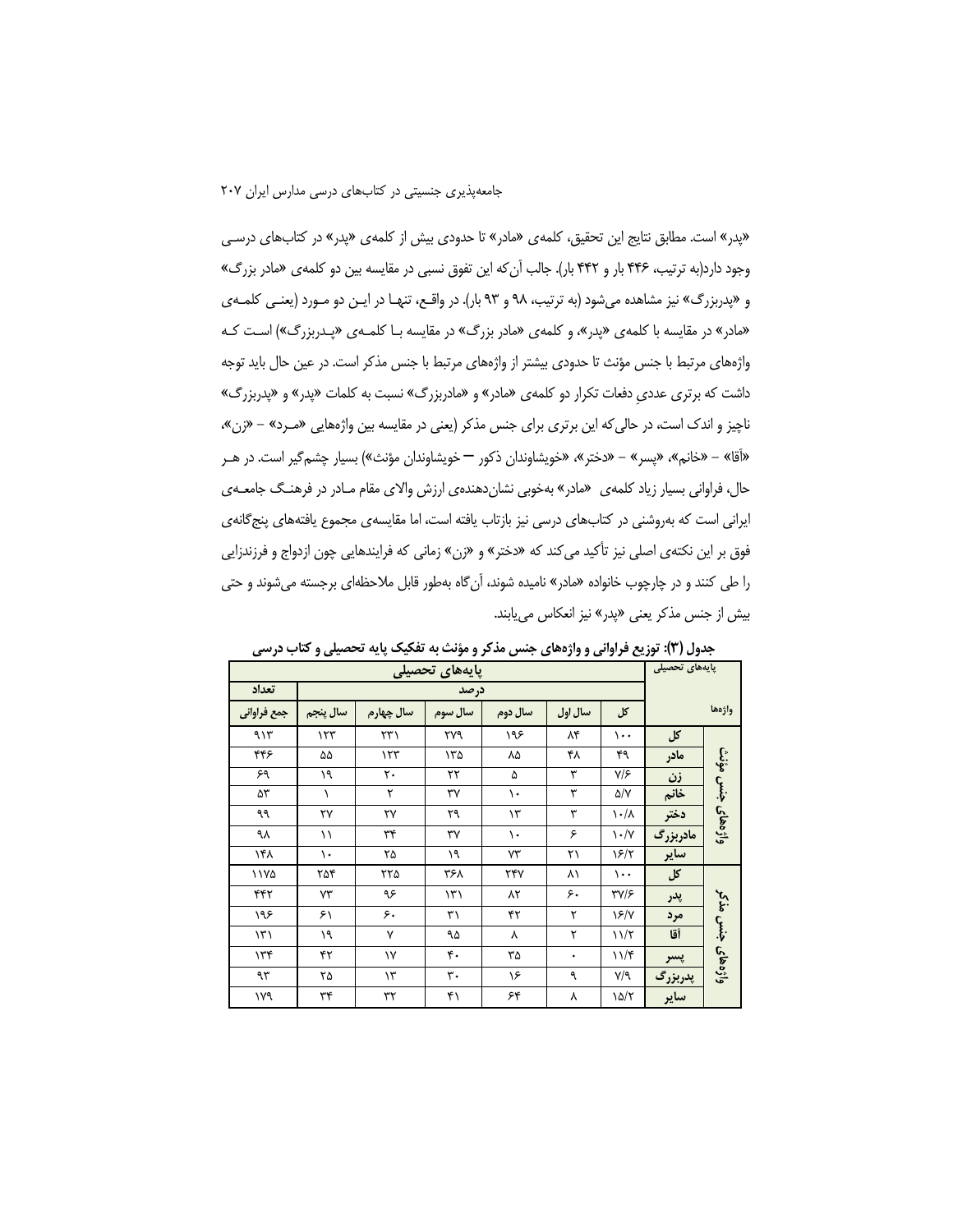«پدر» است. مطابق نتایج این تحقیق، کلمه‌ی «مادر» تا حدودی بیش از کلمه‌ی «پدر» در کتاب‌های درسی وجود دارد(به ترتیب، ۴۴۶ بار و ۴۴۲ بار). جالب آن‌که این تفوق نسبی در مقایسه بین دو کلمه‌ی «مادر بزرگ» و «پدربزرگ» نیز مشاهده می‌شود (به ترتیب، ۹۸ و ۹۳ بار). در واقع، تنها در این دو مورد (یعنی کلمه‌ی «مادر» در مقایسه با کلمه‌ی «پدر»، و کلمه‌ی «مادر بزرگ» در مقایسه با کلمه‌ی «پدربزرگ») است که واژه‌های مرتبط با جنس مؤنث تا حدودی بیشتر از واژه‌های مرتبط با جنس مذکر است. در عین حال باید توجه داشت که برتری عددیِ دفعات تکرار دو کلمه‌ی «مادر» و «مادربزرگ» نسبت به کلمات «پدر» و «پدربزرگ» ناچیز و اندک است، در حالی‌که این برتری برای جنس مذکر (یعنی در مقایسه بین واژه‌هایی «مرد» – «زن»، «آقا» – «خانم»، «پسر» – «دختر»، «خویشاوندان ذکور – خویشاوندان مؤنث») بسیار چشم‌گیر است. در هر حال، فراوانی بسیار زیاد کلمه‌ی «مادر» به‌خوبی نشان‌دهنده‌ی ارزش والای مقام مادر در فرهنگ جامعه‌ی ایرانی است که به‌روشنی در کتاب‌های درسی نیز بازتاب یافته است، اما مقایسه‌ی مجموع یافته‌های پنج‌گانه‌ی فوق بر این نکته‌ی اصلی نیز تأکید می‌کند که «دختر» و «زن» زمانی که فرایندهایی چون ازدواج و فرزندزایی را طی کنند و در چارچوب خانواده «مادر» نامیده شوند، آن‌گاه به‌طور قابل ملاحظه‌ای برجسته می‌شوند و حتی بیش از جنس مذکر یعنی «پدر» نیز انعکاس می‌یابند.

**جدول (۳): توزیع فراوانی و واژه‌های جنس مذکر و مؤنث به تفکیک پایه تحصیلی و کتاب درسی**

| پایه‌های تحصیلی / واژه‌ها | | درصد | | | | | | تعداد |
|---|---|---|---|---|---|---|---|---|
| | | کل | سال اول | سال دوم | سال سوم | سال چهارم | سال پنجم | جمع فراوانی |
| واژه‌های جنس مؤنث | کل | ۱۰۰ | ۸۴ | ۱۹۶ | ۲۷۹ | ۲۳۱ | ۱۲۳ | ۹۱۳ |
| | مادر | ۴۹ | ۴۸ | ۸۵ | ۱۳۵ | ۱۲۳ | ۵۵ | ۴۴۶ |
| | زن | ۷/۶ | ۳ | ۵ | ۲۲ | ۲۰ | ۱۹ | ۶۹ |
| | خانم | ۵/۷ | ۳ | ۱۰ | ۳۷ | ۲ | ۱ | ۵۳ |
| | دختر | ۱۰/۸ | ۳ | ۱۳ | ۲۹ | ۲۷ | ۲۷ | ۹۹ |
| | مادربزرگ | ۱۰/۷ | ۶ | ۱۰ | ۳۷ | ۳۴ | ۱۱ | ۹۸ |
| | سایر | ۱۶/۲ | ۲۱ | ۷۳ | ۱۹ | ۲۵ | ۱۰ | ۱۴۸ |
| واژه‌های جنس مذکر | کل | ۱۰۰ | ۸۱ | ۲۴۷ | ۳۶۸ | ۲۲۵ | ۲۵۴ | ۱۱۷۵ |
| | پدر | ۳۷/۶ | ۶۰ | ۸۲ | ۱۳۱ | ۹۶ | ۷۳ | ۴۴۲ |
| | مرد | ۱۶/۷ | ۲ | ۴۲ | ۳۱ | ۶۰ | ۶۱ | ۱۹۶ |
| | آقا | ۱۱/۲ | ۲ | ۸ | ۹۵ | ۷ | ۱۹ | ۱۳۱ |
| | پسر | ۱۱/۴ | ۰ | ۳۵ | ۴۰ | ۱۷ | ۴۲ | ۱۳۴ |
| | پدربزرگ | ۷/۹ | ۹ | ۱۶ | ۳۰ | ۱۳ | ۲۵ | ۹۳ |
| | سایر | ۱۵/۲ | ۸ | ۶۴ | ۴۱ | ۳۲ | ۳۴ | ۱۷۹ |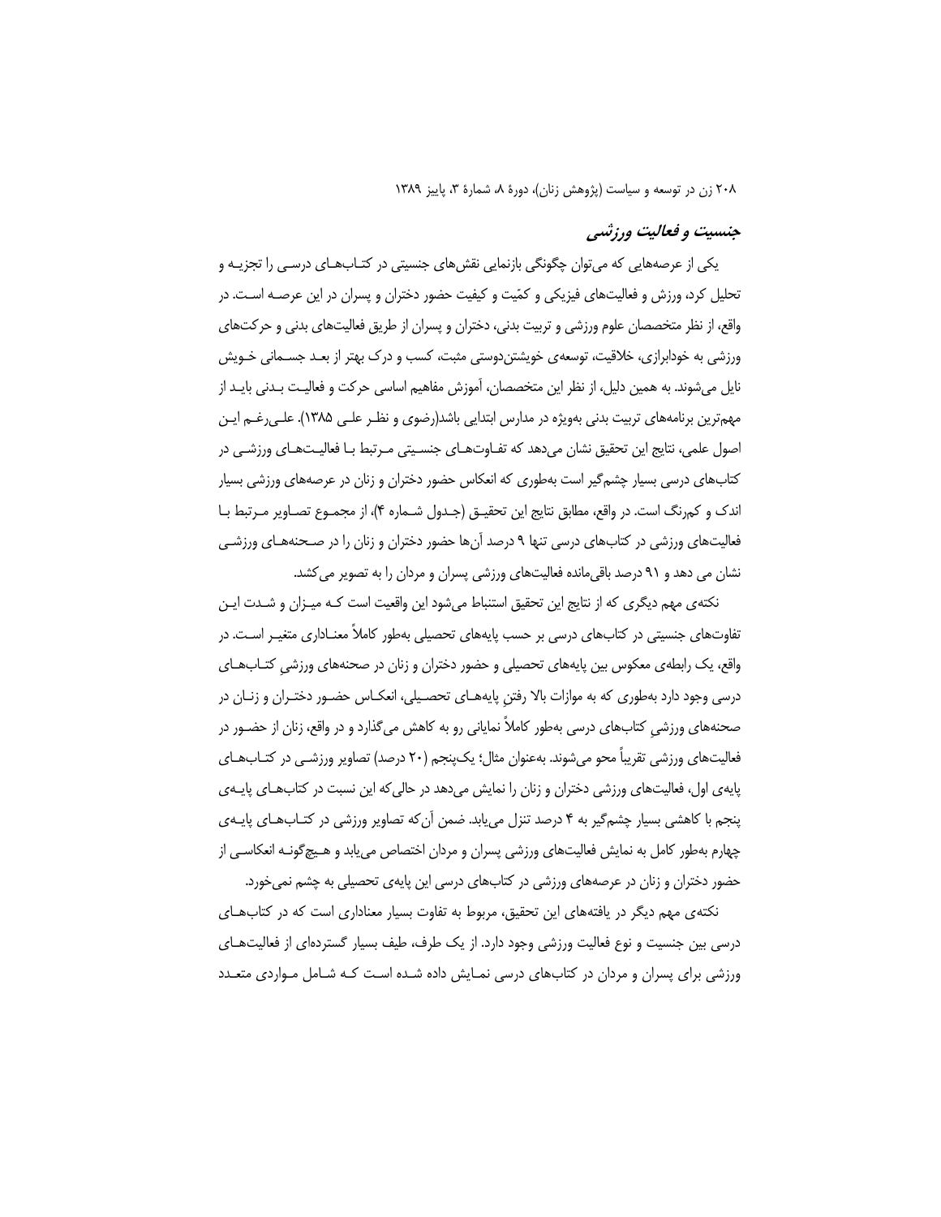### *جنسیت و فعالیت ورزشی*

یکی از عرصه‌هایی که می‌توان چگونگی بازنمایی نقش‌های جنسیتی در کتـاب‌هـای درسـی را تجزیـه و تحلیل کرد، ورزش و فعالیت‌های فیزیکی و کمّیت و کیفیت حضور دختران و پسران در این عرصـه اسـت. در واقع، از نظر متخصصان علوم ورزشی و تربیت بدنی، دختران و پسران از طریق فعالیت‌های بدنی و حرکت‌های ورزشی به خودابرازی، خلاقیت، توسعه‌ی خویشتن‌دوستی مثبت، کسب و درک بهتر از بعـد جسـمانی خـویش نایل می‌شوند. به همین دلیل، از نظر این متخصصان، آموزش مفاهیم اساسی حرکت و فعالیـت بـدنی بایـد از مهم‌ترین برنامه‌های تربیت بدنی به‌ویژه در مدارس ابتدایی باشد(رضوی و نظـر علـی ۱۳۸۵). علـی‌رغـم ایـن اصول علمی، نتایج این تحقیق نشان می‌دهد که تفـاوت‌هـای جنسـیتی مـرتبط بـا فعالیـت‌هـای ورزشـی در کتاب‌های درسی بسیار چشم‌گیر است به‌طوری که انعکاس حضور دختران و زنان در عرصه‌های ورزشی بسیار اندک و کم‌رنگ است. در واقع، مطابق نتایج این تحقیـق (جـدول شـماره ۴)، از مجمـوع تصـاویر مـرتبط بـا فعالیت‌های ورزشی در کتاب‌های درسی تنها ۹ درصد آن‌ها حضور دختران و زنان را در صـحنه‌هـای ورزشـی نشان می دهد و ۹۱ درصد باقی‌مانده فعالیت‌های ورزشی پسران و مردان را به تصویر می‌کشد.

نکته‌ی مهم دیگری که از نتایج این تحقیق استنباط می‌شود این واقعیت است کـه میـزان و شـدت ایـن تفاوت‌های جنسیتی در کتاب‌های درسی بر حسب پایه‌های تحصیلی به‌طور کاملاً معنـاداری متغیـر اسـت. در واقع، یک رابطه‌ی معکوس بین پایه‌های تحصیلی و حضور دختران و زنان در صحنه‌های ورزشیِ کتـاب‌هـای درسی وجود دارد به‌طوری که به موازات بالا رفتنِ پایه‌هـای تحصـیلی، انعکـاس حضـور دختـران و زنـان در صحنه‌های ورزشیِ کتاب‌های درسی به‌طور کاملاً نمایانی رو به کاهش می‌گذارد و در واقع، زنان از حضـور در فعالیت‌های ورزشی تقریباً محو می‌شوند. به‌عنوان مثال؛ یک‌پنجم (۲۰ درصد) تصاویر ورزشـی در کتـاب‌هـای پایه‌ی اول، فعالیت‌های ورزشی دختران و زنان را نمایش می‌دهد در حالی‌که این نسبت در کتاب‌هـای پایـه‌ی پنجم با کاهشی بسیار چشم‌گیر به ۴ درصد تنزل می‌یابد. ضمن آن‌که تصاویر ورزشی در کتـاب‌هـای پایـه‌ی چهارم به‌طور کامل به نمایش فعالیت‌های ورزشی پسران و مردان اختصاص می‌یابد و هـیچ‌گونـه انعکاسـی از حضور دختران و زنان در عرصه‌های ورزشی در کتاب‌های درسی این پایه‌ی تحصیلی به چشم نمی‌خورد.

نکته‌ی مهم دیگر در یافته‌های این تحقیق، مربوط به تفاوت بسیار معناداری است که در کتاب‌هـای درسی بین جنسیت و نوع فعالیت ورزشی وجود دارد. از یک طرف، طیف بسیار گسترده‌ای از فعالیت‌هـای ورزشی برای پسران و مردان در کتاب‌های درسی نمـایش داده شـده اسـت کـه شـامل مـواردی متعـدد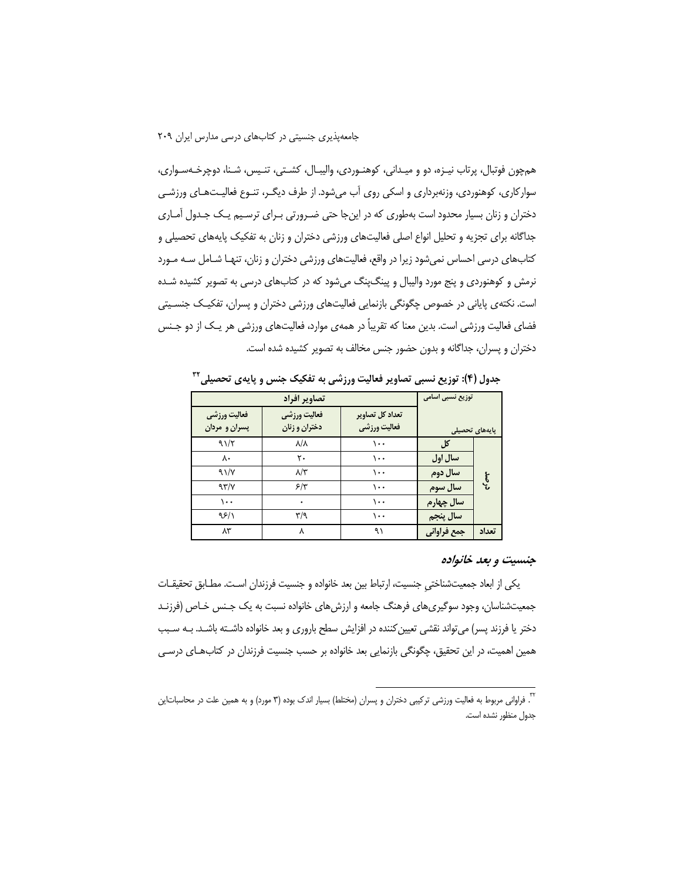همچون فوتبال، پرتاب نیـزه، دو و میـدانی، کوهنـوردی، والیبـال، کشـتی، تنـیس، شـنا، دوچرخـه‌سـواری، سوارکاری، کوهنوردی، وزنه‌برداری و اسکی روی آب می‌شود. از طرف دیگـر، تنـوع فعالیـت‌هـای ورزشـی دختران و زنان بسیار محدود است به‌طوری که در این‌جا حتی ضـرورتی بـرای ترسـیم یـک جـدول آمـاری جداگانه برای تجزیه و تحلیل انواع اصلی فعالیت‌های ورزشی دختران و زنان به تفکیک پایه‌های تحصیلی و کتاب‌های درسی احساس نمی‌شود زیرا در واقع، فعالیت‌های ورزشی دختران و زنان، تنهـا شـامل سـه مـورد نرمش و کوهنوردی و پنج مورد والیبال و پینگ‌پنگ می‌شود که در کتاب‌های درسی به تصویر کشیده شـده است. نکته‌ی پایانی در خصوص چگونگی بازنمایی فعالیت‌های ورزشی دختران و پسران، تفکیـک جنسـیتی فضای فعالیت ورزشی است. بدین معنا که تقریباً در همه‌ی موارد، فعالیت‌های ورزشی هر یـک از دو جـنس دختران و پسران، جداگانه و بدون حضور جنس مخالف به تصویر کشیده شده است.

**جدول (۴): توزیع نسبی تصاویر فعالیت ورزشی به تفکیک جنس و پایه‌ی تحصیلی**[۳۲]

| توزیع نسبی اسامی / پایه‌های تحصیلی | | تصاویر افراد: تعداد کل تصاویر فعالیت ورزشی | تصاویر افراد: فعالیت ورزشی دختران و زنان | تصاویر افراد: فعالیت ورزشی پسران و مردان |
|---|---|---|---|---|
| درصد | کل | ۱۰۰ | ۸/۸ | ۹۱/۲ |
| | سال اول | ۱۰۰ | ۲۰ | ۸۰ |
| | سال دوم | ۱۰۰ | ۸/۳ | ۹۱/۷ |
| | سال سوم | ۱۰۰ | ۶/۳ | ۹۳/۷ |
| | سال چهارم | ۱۰۰ | ۰ | ۱۰۰ |
| | سال پنجم | ۱۰۰ | ۳/۹ | ۹۶/۱ |
| تعداد | جمع فراوانی | ۹۱ | ۸ | ۸۳ |

### *جنسیت و بعد خانواده*

یکی از ابعاد جمعیت‌شناختیِ جنسیت، ارتباط بین بعد خانواده و جنسیت فرزندان اسـت. مطـابق تحقیقـات جمعیت‌شناسان، وجود سوگیری‌های فرهنگ جامعه و ارزش‌های خانواده نسبت به یک جـنس خـاص (فرزنـد دختر یا فرزند پسر) می‌تواند نقشی تعیین‌کننده در افزایش سطح باروری و بعد خانواده داشـته باشـد. بـه سـبب همین اهمیت، در این تحقیق، چگونگی بازنمایی بعد خانواده بر حسب جنسیت فرزندان در کتاب‌هـای درسـی

---

[۳۲]. فراوانی مربوط به فعالیت ورزشی ترکیبی دختران و پسران (مختلط) بسیار اندک بوده (۳ مورد) و به همین علت در محاسبات‌این جدول منظور نشده است.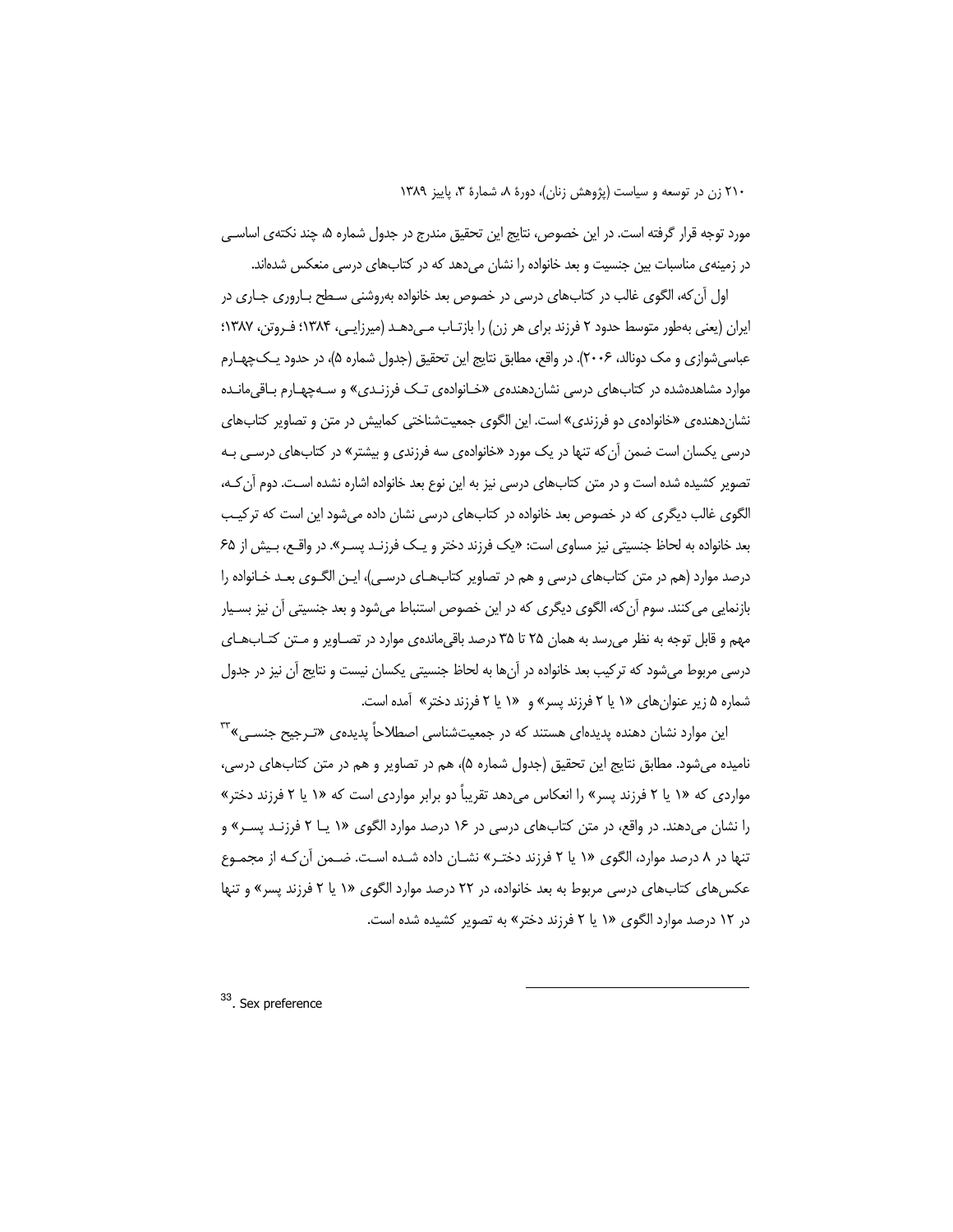مورد توجه قرار گرفته است. در این خصوص، نتایج این تحقیق مندرج در جدول شماره ۵، چند نکته‌ی اساسی در زمینه‌ی مناسبات بین جنسیت و بعد خانواده را نشان می‌دهد که در کتاب‌های درسی منعکس شده‌اند.

اول آن‌که، الگوی غالب در کتاب‌های درسی در خصوص بعد خانواده به‌روشنی سطح باروری جاری در ایران (یعنی به‌طور متوسط حدود ۲ فرزند برای هر زن) را بازتاب می‌دهد (میرزایی، ۱۳۸۴؛ فروتن، ۱۳۸۷؛ عباسی‌شوازی و مک دونالد، ۲۰۰۶). در واقع، مطابق نتایج این تحقیق (جدول شماره ۵)، در حدود یک‌چهارم موارد مشاهده‌شده در کتاب‌های درسی نشان‌دهنده‌ی «خانواده‌ی تک فرزندی» و سه‌چهارم باقی‌مانده نشان‌دهنده‌ی «خانواده‌ی دو فرزندی» است. این الگوی جمعیت‌شناختی کمابیش در متن و تصاویر کتاب‌های درسی یکسان است ضمن آن‌که تنها در یک مورد «خانواده‌ی سه فرزندی و بیشتر» در کتاب‌های درسی به تصویر کشیده شده است و در متن کتاب‌های درسی نیز به این نوع بعد خانواده اشاره نشده است. دوم آن‌که، الگوی غالب دیگری که در خصوص بعد خانواده در کتاب‌های درسی نشان داده می‌شود این است که ترکیب بعد خانواده به لحاظ جنسیتی نیز مساوی است: «یک فرزند دختر و یک فرزند پسر». در واقع، بیش از ۶۵ درصد موارد (هم در متن کتاب‌های درسی و هم در تصاویر کتاب‌های درسی)، این الگوی بعد خانواده را بازنمایی می‌کنند. سوم آن‌که، الگوی دیگری که در این خصوص استنباط می‌شود و بعد جنسیتی آن نیز بسیار مهم و قابل توجه به نظر می‌رسد به همان ۲۵ تا ۳۵ درصد باقی‌مانده‌ی موارد در تصاویر و متن کتاب‌های درسی مربوط می‌شود که ترکیب بعد خانواده در آن‌ها به لحاظ جنسیتی یکسان نیست و نتایج آن نیز در جدول شماره ۵ زیر عنوان‌های «۱ یا ۲ فرزند پسر» و «۱ یا ۲ فرزند دختر» آمده است.

این موارد نشان دهنده پدیده‌ای هستند که در جمعیت‌شناسی اصطلاحاً پدیده‌ی «ترجیح جنسی»[33] نامیده می‌شود. مطابق نتایج این تحقیق (جدول شماره ۵)، هم در تصاویر و هم در متن کتاب‌های درسی، مواردی که «۱ یا ۲ فرزند پسر» را انعکاس می‌دهد تقریباً دو برابر مواردی است که «۱ یا ۲ فرزند دختر» را نشان می‌دهند. در واقع، در متن کتاب‌های درسی در ۱۶ درصد موارد الگوی «۱ یا ۲ فرزند پسر» و تنها در ۸ درصد موارد، الگوی «۱ یا ۲ فرزند دختر» نشان داده شده است. ضمن آن‌که از مجموع عکس‌های کتاب‌های درسی مربوط به بعد خانواده، در ۲۲ درصد موارد الگوی «۱ یا ۲ فرزند پسر» و تنها در ۱۲ درصد موارد الگوی «۱ یا ۲ فرزند دختر» به تصویر کشیده شده است.

---

[33]. Sex preference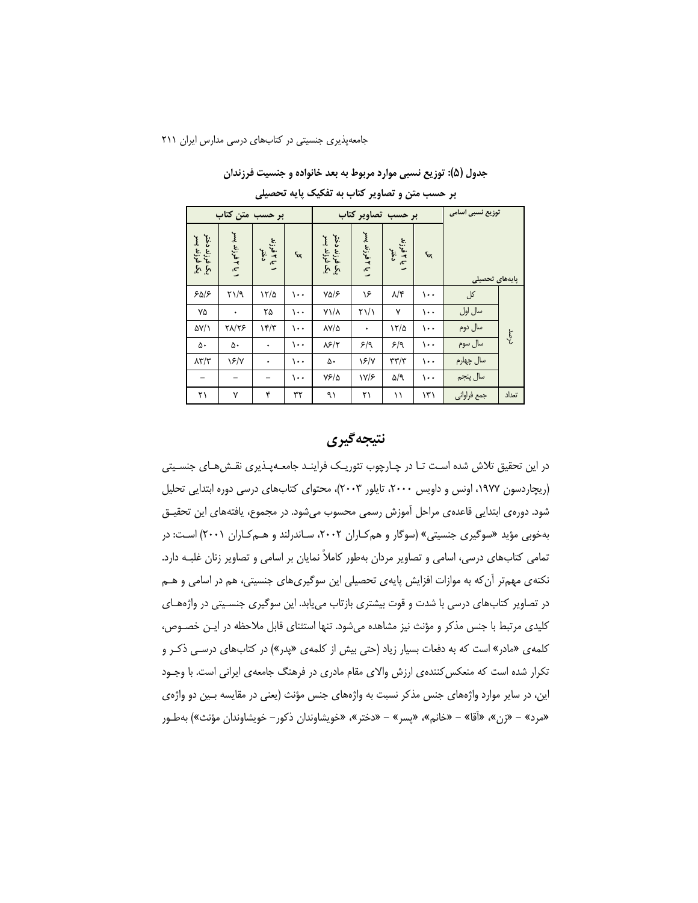**جدول (۵): توزیع نسبی موارد مربوط به بعد خانواده و جنسیت فرزندان بر حسب متن و تصاویر کتاب به تفکیک پایه تحصیلی**

| توزیع نسبی اسامی | | بر حسب تصاویر کتاب | | | | بر حسب متن کتاب | | | |
|---|---|---|---|---|---|---|---|---|---|
| پایه‌های تحصیلی | | کل | ۱ یا ۲ فرزند دختر | ۱ یا ۲ فرزند پسر | یک فرزند دختر یک فرزند پسر | کل | ۱ یا ۲ فرزند دختر | ۱ یا ۲ فرزند پسر | یک فرزند دختر یک فرزند پسر |
| درصد | کل | ۱۰۰ | ۸/۴ | ۱۶ | ۷۵/۶ | ۱۰۰ | ۱۲/۵ | ۲۱/۹ | ۶۵/۶ |
| | سال اول | ۱۰۰ | ۷ | ۲۱/۱ | ۷۱/۸ | ۱۰۰ | ۲۵ | ۰ | ۷۵ |
| | سال دوم | ۱۰۰ | ۱۲/۵ | ۰ | ۸۷/۵ | ۱۰۰ | ۱۴/۳ | ۲۸/۲۶ | ۵۷/۱ |
| | سال سوم | ۱۰۰ | ۶/۹ | ۶/۹ | ۸۶/۲ | ۱۰۰ | ۰ | ۵۰ | ۵۰ |
| | سال چهارم | ۱۰۰ | ۳۳/۳ | ۱۶/۷ | ۵۰ | ۱۰۰ | ۰ | ۱۶/۷ | ۸۳/۳ |
| | سال پنجم | ۱۰۰ | ۵/۹ | ۱۷/۶ | ۷۶/۵ | ۱۰۰ | – | – | – |
| تعداد | جمع فراوانی | ۱۳۱ | ۱۱ | ۲۱ | ۹۱ | ۳۲ | ۴ | ۷ | ۲۱ |

## نتیجه‌گیری

در این تحقیق تلاش شده است تا در چارچوب تئوریک فرایند جامعه‌پذیری نقش‌های جنسیتی (ریچاردسون ۱۹۷۷، اونس و داویس ۲۰۰۰، تایلور ۲۰۰۳)، محتوای کتاب‌های درسی دوره ابتدایی تحلیل شود. دوره‌ی ابتدایی قاعده‌ی مراحل آموزش رسمی محسوب می‌شود. در مجموع، یافته‌های این تحقیق به‌خوبی مؤید «سوگیری جنسیتی» (سوگار و هم‌کاران ۲۰۰۲، ساندرلند و هم‌کاران ۲۰۰۱) است: در تمامی کتاب‌های درسی، اسامی و تصاویر مردان به‌طور کاملاً نمایان بر اسامی و تصاویر زنان غلبه دارد. نکته‌ی مهم‌تر آن‌که به موازات افزایش پایه‌ی تحصیلی این سوگیری‌های جنسیتی، هم در اسامی و هم در تصاویر کتاب‌های درسی با شدت و قوت بیشتری بازتاب می‌یابد. این سوگیری جنسیتی در واژه‌های کلیدی مرتبط با جنس مذکر و مؤنث نیز مشاهده می‌شود. تنها استثنای قابل ملاحظه در این خصوص، کلمه‌ی «مادر» است که به دفعات بسیار زیاد (حتی بیش از کلمه‌ی «پدر») در کتاب‌های درسی ذکر و تکرار شده است که منعکس‌کننده‌ی ارزش والای مقام مادری در فرهنگ جامعه‌ی ایرانی است. با وجود این، در سایر موارد واژه‌های جنس مذکر نسبت به واژه‌های جنس مؤنث (یعنی در مقایسه بین دو واژه‌ی «مرد» – «زن»، «آقا» – «خانم»، «پسر» – «دختر»، «خویشاوندان ذکور– خویشاوندان مؤنث») به‌طور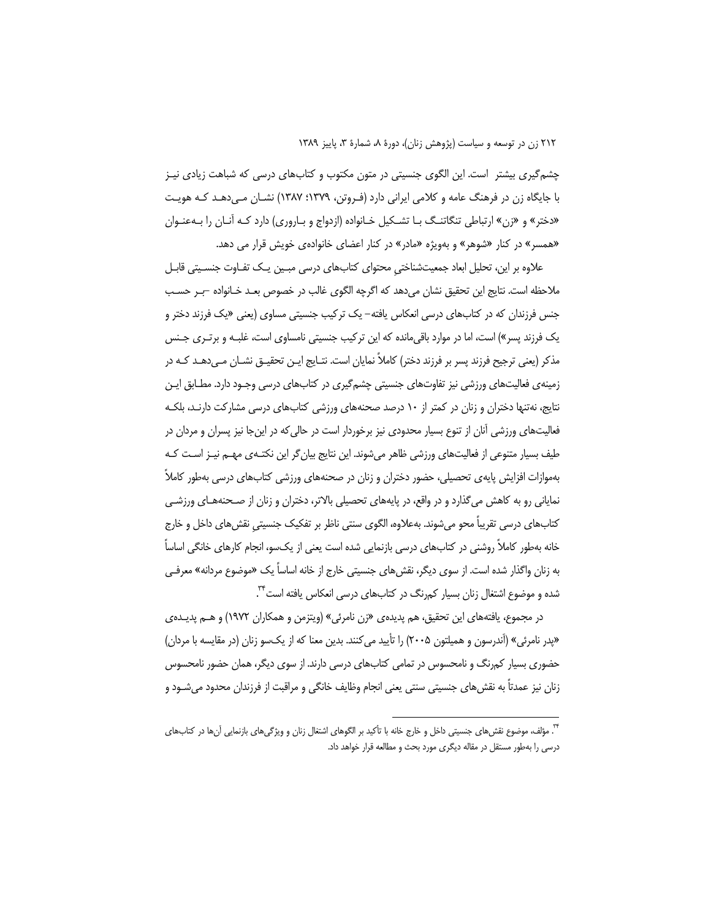چشم‌گیری بیشتر است. این الگوی جنسیتی در متون مکتوب و کتاب‌های درسی که شباهت زیادی نیز با جایگاه زن در فرهنگ عامه و کلامی ایرانی دارد (فروتن، ۱۳۷۹؛ ۱۳۸۷) نشان می‌دهد که هویت «دختر» و «زن» ارتباطی تنگاتنگ با تشکیل خانواده (ازدواج و باروری) دارد که آنان را به‌عنوان «همسر» در کنار «شوهر» و به‌ویژه «مادر» در کنار اعضای خانواده‌ی خویش قرار می دهد.

علاوه بر این، تحلیل ابعاد جمعیت‌شناختیِ محتوای کتاب‌های درسی مبین یک تفاوت جنسیتی قابل ملاحظه است. نتایج این تحقیق نشان می‌دهد که اگرچه الگوی غالب در خصوص بعد خانواده –بر حسب جنس فرزندان که در کتاب‌های درسی انعکاس یافته– یک ترکیب جنسیتی مساوی (یعنی «یک فرزند دختر و یک فرزند پسر») است، اما در موارد باقی‌مانده که این ترکیب جنسیتی نامساوی است، غلبه و برتری جنس مذکر (یعنی ترجیح فرزند پسر بر فرزند دختر) کاملاً نمایان است. نتایج این تحقیق نشان می‌دهد که در زمینه‌ی فعالیت‌های ورزشی نیز تفاوت‌های جنسیتی چشم‌گیری در کتاب‌های درسی وجود دارد. مطابق این نتایج، نه‌تنها دختران و زنان در کمتر از ۱۰ درصد صحنه‌های ورزشی کتاب‌های درسی مشارکت دارند، بلکه فعالیت‌های ورزشی آنان از تنوع بسیار محدودی نیز برخوردار است در حالی‌که در این‌جا نیز پسران و مردان در طیف بسیار متنوعی از فعالیت‌های ورزشی ظاهر می‌شوند. این نتایج بیان‌گر این نکته‌ی مهم نیز است که به‌موازات افزایش پایه‌ی تحصیلی، حضور دختران و زنان در صحنه‌های ورزشی کتاب‌های درسی به‌طور کاملاً نمایانی رو به کاهش می‌گذارد و در واقع، در پایه‌های تحصیلی بالاتر، دختران و زنان از صحنه‌های ورزشی کتاب‌های درسی تقریباً محو می‌شوند. به‌علاوه، الگوی سنتی ناظر بر تفکیک جنسیتیِ نقش‌های داخل و خارج خانه به‌طور کاملاً روشنی در کتاب‌های درسی بازنمایی شده است یعنی از یک‌سو، انجام کارهای خانگی اساساً به زنان واگذار شده است. از سوی دیگر، نقش‌های جنسیتی خارج از خانه اساساً یک «موضوع مردانه» معرفی شده و موضوع اشتغال زنان بسیار کم‌رنگ در کتاب‌های درسی انعکاس یافته است[۳۴].

در مجموع، یافته‌های این تحقیق، هم پدیده‌ی «زن نامرئی» (ویتزمن و همکاران ۱۹۷۲) و هم پدیده‌ی «پدر نامرئی» (آندرسون و همیلتون ۲۰۰۵) را تأیید می‌کنند. بدین معنا که از یک‌سو زنان (در مقایسه با مردان) حضوری بسیار کم‌رنگ و نامحسوس در تمامی کتاب‌های درسی دارند. از سوی دیگر، همان حضور نامحسوس زنان نیز عمدتاً به نقش‌های جنسیتی سنتی یعنی انجام وظایف خانگی و مراقبت از فرزندان محدود می‌شود و

---

[۳۴]. مؤلف، موضوع نقش‌های جنسیتی داخل و خارج خانه با تأکید بر الگوهای اشتغال زنان و ویژگی‌های بازنمایی آن‌ها در کتاب‌های درسی را به‌طور مستقل در مقاله دیگری مورد بحث و مطالعه قرار خواهد داد.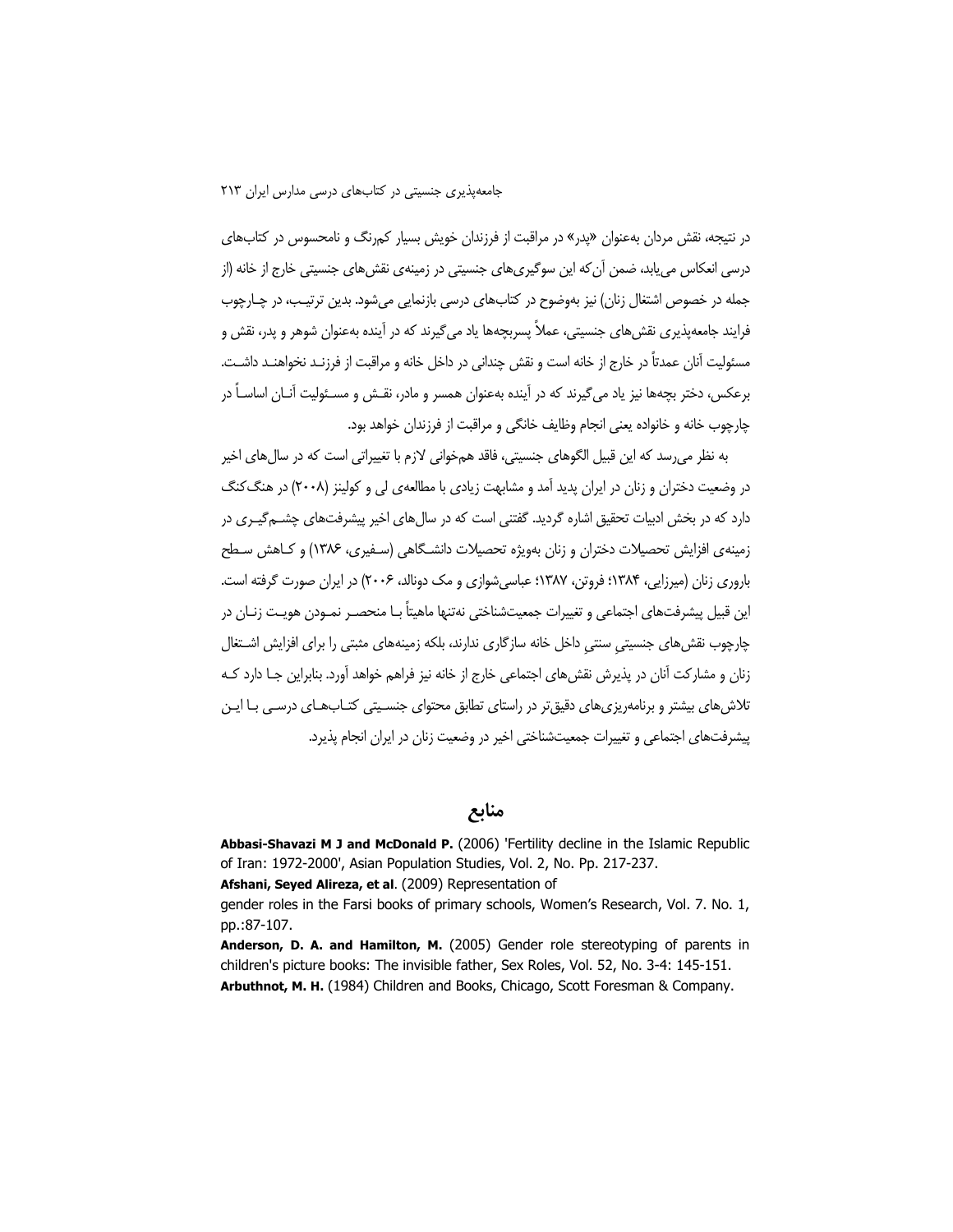در نتیجه، نقش مردان به‌عنوان «پدر» در مراقبت از فرزندان خویش بسیار کم‌رنگ و نامحسوس در کتاب‌های درسی انعکاس می‌یابد، ضمن آن‌که این سوگیری‌های جنسیتی در زمینه‌ی نقش‌های جنسیتی خارج از خانه (از جمله در خصوص اشتغال زنان) نیز به‌وضوح در کتاب‌های درسی بازنمایی می‌شود. بدین ترتیب، در چارچوب فرایند جامعه‌پذیری نقش‌های جنسیتی، عملاً پسربچه‌ها یاد می‌گیرند که در آینده به‌عنوان شوهر و پدر، نقش و مسئولیت آنان عمدتاً در خارج از خانه است و نقش چندانی در داخل خانه و مراقبت از فرزنـد نخواهنـد داشـت. برعکس، دختر بچه‌ها نیز یاد می‌گیرند که در آینده به‌عنوان همسر و مادر، نقـش و مسـئولیت آنـان اساسـاً در چارچوب خانه و خانواده یعنی انجام وظایف خانگی و مراقبت از فرزندان خواهد بود.

به نظر می‌رسد که این قبیل الگوهای جنسیتی، فاقد هم‌خوانی لازم با تغییراتی است که در سال‌های اخیر در وضعیت دختران و زنان در ایران پدید آمد و مشابهت زیادی با مطالعه‌ی لی و کولینز (۲۰۰۸) در هنگ‌کنگ دارد که در بخش ادبیات تحقیق اشاره گردید. گفتنی است که در سال‌های اخیر پیشرفت‌های چشـم‌گیـری در زمینه‌ی افزایش تحصیلات دختران و زنان به‌ویژه تحصیلات دانشـگاهی (سـفیری، ۱۳۸۶) و کـاهش سـطح باروری زنان (میرزایی، ۱۳۸۴؛ فروتن، ۱۳۸۷؛ عباسی‌شوازی و مک دونالد، ۲۰۰۶) در ایران صورت گرفته است. این قبیل پیشرفت‌های اجتماعی و تغییرات جمعیت‌شناختی نه‌تنها ماهیتاً بـا منحصـر نمـودن هویـت زنـان در چارچوب نقش‌های جنسیتیِ سنتیِ داخل خانه سازگاری ندارند، بلکه زمینه‌های مثبتی را برای افزایش اشـتغال زنان و مشارکت آنان در پذیرش نقش‌های اجتماعی خارج از خانه نیز فراهم خواهد آورد. بنابراین جـا دارد کـه تلاش‌های بیشتر و برنامه‌ریزی‌های دقیق‌تر در راستای تطابق محتوای جنسـیتی کتـاب‌هـای درسـی بـا ایـن پیشرفت‌های اجتماعی و تغییرات جمعیت‌شناختی اخیر در وضعیت زنان در ایران انجام پذیرد.

## منابع

**Abbasi-Shavazi M J and McDonald P.** (2006) 'Fertility decline in the Islamic Republic of Iran: 1972-2000', Asian Population Studies, Vol. 2, No. Pp. 217-237.

**Afshani, Seyed Alireza, et al**. (2009) Representation of gender roles in the Farsi books of primary schools, Women's Research, Vol. 7. No. 1, pp.:87-107.

**Anderson, D. A. and Hamilton, M.** (2005) Gender role stereotyping of parents in children's picture books: The invisible father, Sex Roles, Vol. 52, No. 3-4: 145-151.

**Arbuthnot, M. H.** (1984) Children and Books, Chicago, Scott Foresman & Company.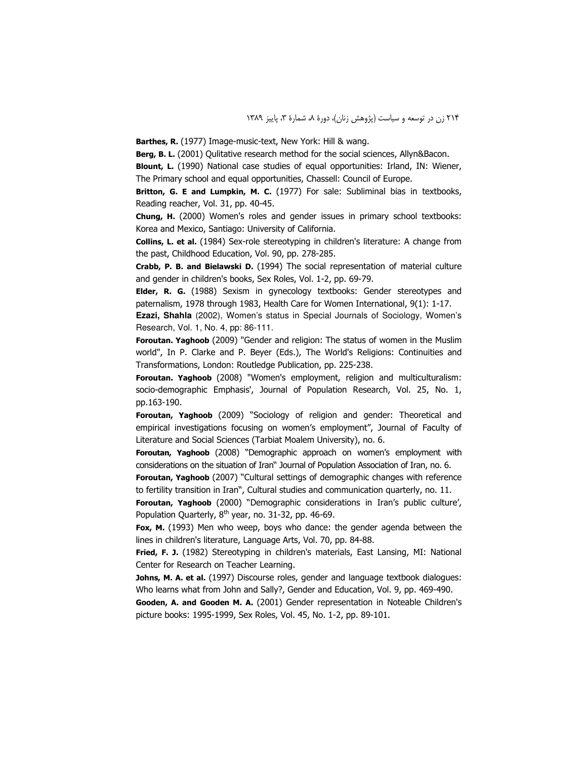**Barthes, R.** (1977) Image-music-text, New York: Hill & wang.

**Berg, B. L.** (2001) Qulitative research method for the social sciences, Allyn&Bacon.

**Blount, L.** (1990) National case studies of equal opportunities: Irland, IN: Wiener, The Primary school and equal opportunities, Chassell: Council of Europe.

**Britton, G. E and Lumpkin, M. C.** (1977) For sale: Subliminal bias in textbooks, Reading reacher, Vol. 31, pp. 40-45.

**Chung, H.** (2000) Women's roles and gender issues in primary school textbooks: Korea and Mexico, Santiago: University of California.

**Collins, L. et al.** (1984) Sex-role stereotyping in children's literature: A change from the past, Childhood Education, Vol. 90, pp. 278-285.

**Crabb, P. B. and Bielawski D.** (1994) The social representation of material culture and gender in children's books, Sex Roles, Vol. 1-2, pp. 69-79.

**Elder, R. G.** (1988) Sexism in gynecology textbooks: Gender stereotypes and paternalism, 1978 through 1983, Health Care for Women International, 9(1): 1-17.

**Ezazi, Shahla** (2002), Women's status in Special Journals of Sociology, Women's Research, Vol. 1, No. 4, pp: 86-111.

**Foroutan. Yaghoob** (2009) "Gender and religion: The status of women in the Muslim world", In P. Clarke and P. Beyer (Eds.), The World's Religions: Continuities and Transformations, London: Routledge Publication, pp. 225-238.

**Foroutan. Yaghoob** (2008) "Women's employment, religion and multiculturalism: socio-demographic Emphasis', Journal of Population Research, Vol. 25, No. 1, pp.163-190.

**Foroutan, Yaghoob** (2009) "Sociology of religion and gender: Theoretical and empirical investigations focusing on women's employment", Journal of Faculty of Literature and Social Sciences (Tarbiat Moalem University), no. 6.

**Foroutan, Yaghoob** (2008) "Demographic approach on women's employment with considerations on the situation of Iran" Journal of Population Association of Iran, no. 6.

**Foroutan, Yaghoob** (2007) "Cultural settings of demographic changes with reference to fertility transition in Iran", Cultural studies and communication quarterly, no. 11.

**Foroutan, Yaghoob** (2000) "Demographic considerations in Iran's public culture', Population Quarterly, 8th year, no. 31-32, pp. 46-69.

**Fox, M.** (1993) Men who weep, boys who dance: the gender agenda between the lines in children's literature, Language Arts, Vol. 70, pp. 84-88.

**Fried, F. J.** (1982) Stereotyping in children's materials, East Lansing, MI: National Center for Research on Teacher Learning.

**Johns, M. A. et al.** (1997) Discourse roles, gender and language textbook dialogues: Who learns what from John and Sally?, Gender and Education, Vol. 9, pp. 469-490.

**Gooden, A. and Gooden M. A.** (2001) Gender representation in Noteable Children's picture books: 1995-1999, Sex Roles, Vol. 45, No. 1-2, pp. 89-101.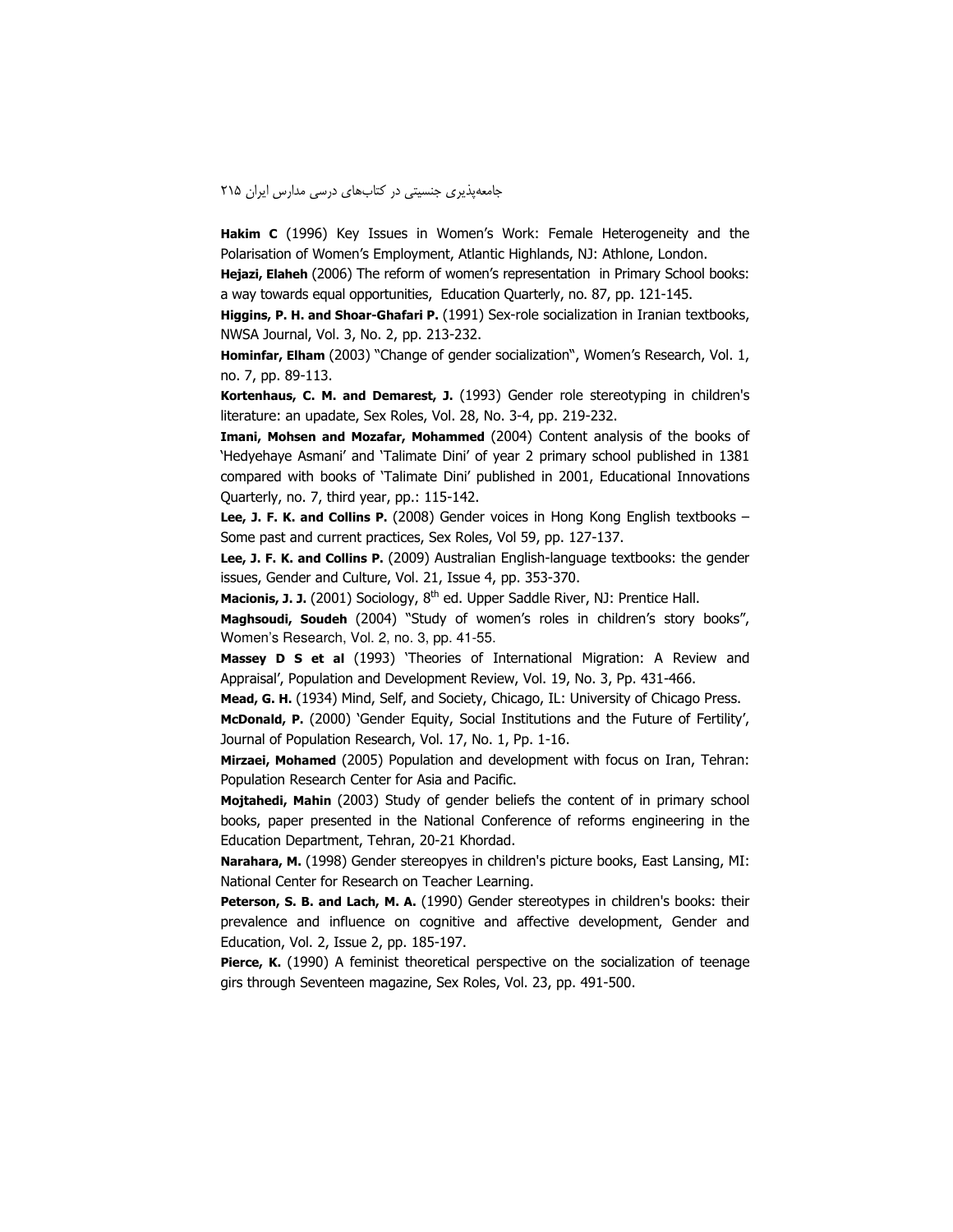**Hakim C** (1996) Key Issues in Women's Work: Female Heterogeneity and the Polarisation of Women's Employment, Atlantic Highlands, NJ: Athlone, London.

**Hejazi, Elaheh** (2006) The reform of women's representation in Primary School books: a way towards equal opportunities, Education Quarterly, no. 87, pp. 121-145.

**Higgins, P. H. and Shoar-Ghafari P.** (1991) Sex-role socialization in Iranian textbooks, NWSA Journal, Vol. 3, No. 2, pp. 213-232.

**Hominfar, Elham** (2003) "Change of gender socialization", Women's Research, Vol. 1, no. 7, pp. 89-113.

**Kortenhaus, C. M. and Demarest, J.** (1993) Gender role stereotyping in children's literature: an upadate, Sex Roles, Vol. 28, No. 3-4, pp. 219-232.

**Imani, Mohsen and Mozafar, Mohammed** (2004) Content analysis of the books of 'Hedyehaye Asmani' and 'Talimate Dini' of year 2 primary school published in 1381 compared with books of 'Talimate Dini' published in 2001, Educational Innovations Quarterly, no. 7, third year, pp.: 115-142.

**Lee, J. F. K. and Collins P.** (2008) Gender voices in Hong Kong English textbooks – Some past and current practices, Sex Roles, Vol 59, pp. 127-137.

**Lee, J. F. K. and Collins P.** (2009) Australian English-language textbooks: the gender issues, Gender and Culture, Vol. 21, Issue 4, pp. 353-370.

**Macionis, J. J.** (2001) Sociology, 8th ed. Upper Saddle River, NJ: Prentice Hall.

**Maghsoudi, Soudeh** (2004) "Study of women's roles in children's story books", Women's Research, Vol. 2, no. 3, pp. 41-55.

**Massey D S et al** (1993) 'Theories of International Migration: A Review and Appraisal', Population and Development Review, Vol. 19, No. 3, Pp. 431-466.

**Mead, G. H.** (1934) Mind, Self, and Society, Chicago, IL: University of Chicago Press.

**McDonald, P.** (2000) 'Gender Equity, Social Institutions and the Future of Fertility', Journal of Population Research, Vol. 17, No. 1, Pp. 1-16.

**Mirzaei, Mohamed** (2005) Population and development with focus on Iran, Tehran: Population Research Center for Asia and Pacific.

**Mojtahedi, Mahin** (2003) Study of gender beliefs the content of in primary school books, paper presented in the National Conference of reforms engineering in the Education Department, Tehran, 20-21 Khordad.

**Narahara, M.** (1998) Gender stereopyes in children's picture books, East Lansing, MI: National Center for Research on Teacher Learning.

**Peterson, S. B. and Lach, M. A.** (1990) Gender stereotypes in children's books: their prevalence and influence on cognitive and affective development, Gender and Education, Vol. 2, Issue 2, pp. 185-197.

**Pierce, K.** (1990) A feminist theoretical perspective on the socialization of teenage girs through Seventeen magazine, Sex Roles, Vol. 23, pp. 491-500.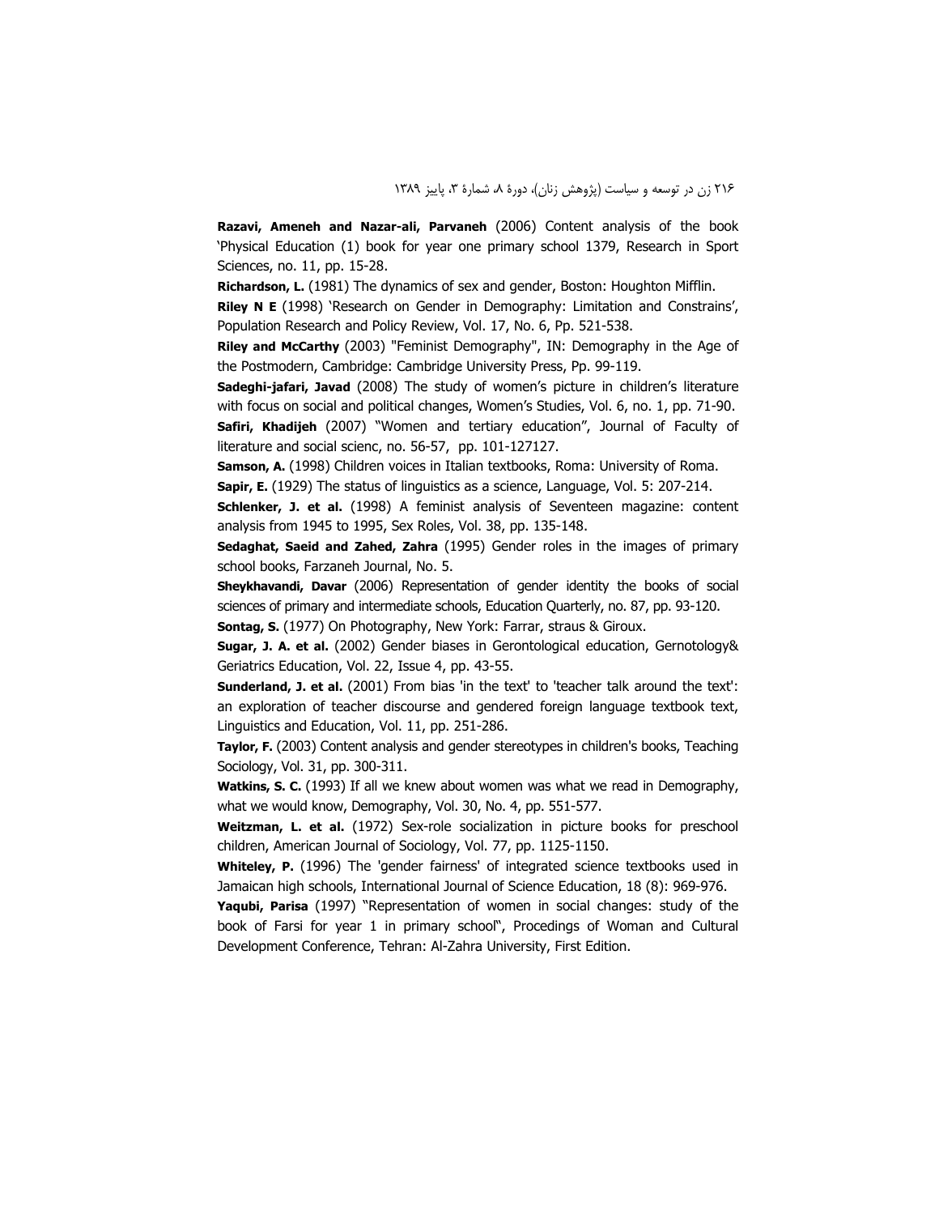**Razavi, Ameneh and Nazar-ali, Parvaneh** (2006) Content analysis of the book 'Physical Education (1) book for year one primary school 1379, Research in Sport Sciences, no. 11, pp. 15-28.

**Richardson, L.** (1981) The dynamics of sex and gender, Boston: Houghton Mifflin.

**Riley N E** (1998) 'Research on Gender in Demography: Limitation and Constrains', Population Research and Policy Review, Vol. 17, No. 6, Pp. 521-538.

**Riley and McCarthy** (2003) "Feminist Demography", IN: Demography in the Age of the Postmodern, Cambridge: Cambridge University Press, Pp. 99-119.

**Sadeghi-jafari, Javad** (2008) The study of women's picture in children's literature with focus on social and political changes, Women's Studies, Vol. 6, no. 1, pp. 71-90.

**Safiri, Khadijeh** (2007) "Women and tertiary education", Journal of Faculty of literature and social scienc, no. 56-57, pp. 101-127127.

**Samson, A.** (1998) Children voices in Italian textbooks, Roma: University of Roma.

**Sapir, E.** (1929) The status of linguistics as a science, Language, Vol. 5: 207-214.

**Schlenker, J. et al.** (1998) A feminist analysis of Seventeen magazine: content analysis from 1945 to 1995, Sex Roles, Vol. 38, pp. 135-148.

**Sedaghat, Saeid and Zahed, Zahra** (1995) Gender roles in the images of primary school books, Farzaneh Journal, No. 5.

**Sheykhavandi, Davar** (2006) Representation of gender identity the books of social sciences of primary and intermediate schools, Education Quarterly, no. 87, pp. 93-120.

**Sontag, S.** (1977) On Photography, New York: Farrar, straus & Giroux.

**Sugar, J. A. et al.** (2002) Gender biases in Gerontological education, Gernotology& Geriatrics Education, Vol. 22, Issue 4, pp. 43-55.

**Sunderland, J. et al.** (2001) From bias 'in the text' to 'teacher talk around the text': an exploration of teacher discourse and gendered foreign language textbook text, Linguistics and Education, Vol. 11, pp. 251-286.

**Taylor, F.** (2003) Content analysis and gender stereotypes in children's books, Teaching Sociology, Vol. 31, pp. 300-311.

**Watkins, S. C.** (1993) If all we knew about women was what we read in Demography, what we would know, Demography, Vol. 30, No. 4, pp. 551-577.

**Weitzman, L. et al.** (1972) Sex-role socialization in picture books for preschool children, American Journal of Sociology, Vol. 77, pp. 1125-1150.

**Whiteley, P.** (1996) The 'gender fairness' of integrated science textbooks used in Jamaican high schools, International Journal of Science Education, 18 (8): 969-976.

**Yaqubi, Parisa** (1997) "Representation of women in social changes: study of the book of Farsi for year 1 in primary school", Procedings of Woman and Cultural Development Conference, Tehran: Al-Zahra University, First Edition.